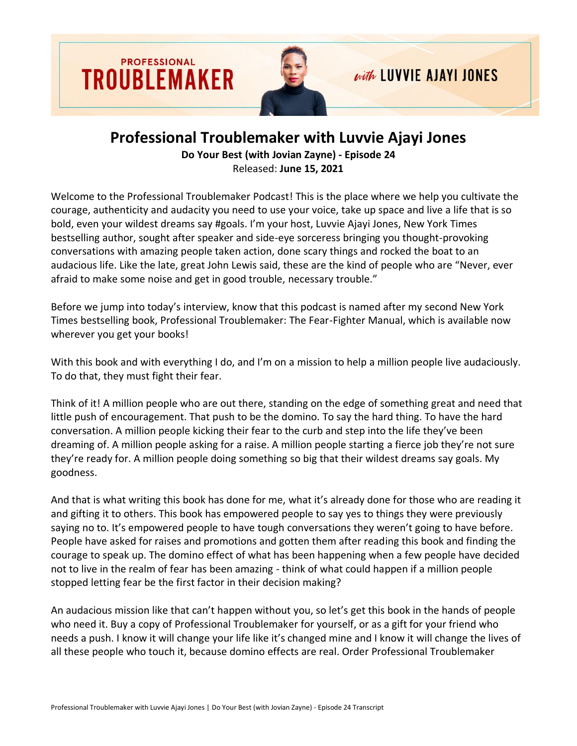# Professional Troublemaker with Luvvie Ajayi Jones

**Do Your Best (with Jovian Zayne) - Episode 24**

Released: **June 15, 2021**

Welcome to the Professional Troublemaker Podcast! This is the place where we help you cultivate the courage, authenticity and audacity you need to use your voice, take up space and live a life that is so bold, even your wildest dreams say #goals. I'm your host, Luvvie Ajayi Jones, New York Times bestselling author, sought after speaker and side-eye sorceress bringing you thought-provoking conversations with amazing people taken action, done scary things and rocked the boat to an audacious life. Like the late, great John Lewis said, these are the kind of people who are "Never, ever afraid to make some noise and get in good trouble, necessary trouble."

Before we jump into today's interview, know that this podcast is named after my second New York Times bestselling book, Professional Troublemaker: The Fear-Fighter Manual, which is available now wherever you get your books!

With this book and with everything I do, and I'm on a mission to help a million people live audaciously. To do that, they must fight their fear.

Think of it! A million people who are out there, standing on the edge of something great and need that little push of encouragement. That push to be the domino. To say the hard thing. To have the hard conversation. A million people kicking their fear to the curb and step into the life they've been dreaming of. A million people asking for a raise. A million people starting a fierce job they're not sure they're ready for. A million people doing something so big that their wildest dreams say goals. My goodness.

And that is what writing this book has done for me, what it's already done for those who are reading it and gifting it to others. This book has empowered people to say yes to things they were previously saying no to. It's empowered people to have tough conversations they weren't going to have before. People have asked for raises and promotions and gotten them after reading this book and finding the courage to speak up. The domino effect of what has been happening when a few people have decided not to live in the realm of fear has been amazing - think of what could happen if a million people stopped letting fear be the first factor in their decision making?

An audacious mission like that can't happen without you, so let's get this book in the hands of people who need it. Buy a copy of Professional Troublemaker for yourself, or as a gift for your friend who needs a push. I know it will change your life like it's changed mine and I know it will change the lives of all these people who touch it, because domino effects are real. Order Professional Troublemaker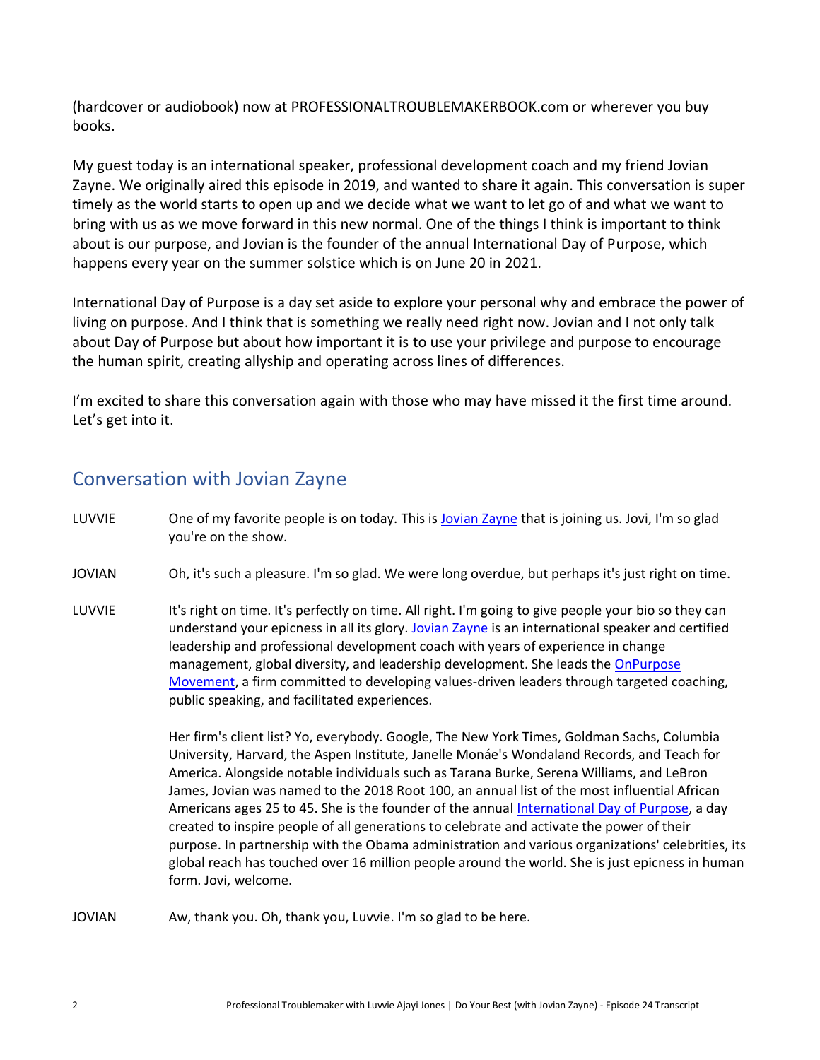(hardcover or audiobook) now at PROFESSIONALTROUBLEMAKERBOOK.com or wherever you buy books.

My guest today is an international speaker, professional development coach and my friend Jovian Zayne. We originally aired this episode in 2019, and wanted to share it again. This conversation is super timely as the world starts to open up and we decide what we want to let go of and what we want to bring with us as we move forward in this new normal. One of the things I think is important to think about is our purpose, and Jovian is the founder of the annual International Day of Purpose, which happens every year on the summer solstice which is on June 20 in 2021.

International Day of Purpose is a day set aside to explore your personal why and embrace the power of living on purpose. And I think that is something we really need right now. Jovian and I not only talk about Day of Purpose but about how important it is to use your privilege and purpose to encourage the human spirit, creating allyship and operating across lines of differences.

I'm excited to share this conversation again with those who may have missed it the first time around. Let's get into it.

## Conversation with Jovian Zayne

LUVVIE One of my favorite people is on today. This is Jovian Zayne that is joining us. Jovi, I'm so glad you're on the show.

JOVIAN Oh, it's such a pleasure. I'm so glad. We were long overdue, but perhaps it's just right on time.

LUVVIE It's right on time. It's perfectly on time. All right. I'm going to give people your bio so they can understand your epicness in all its glory. Jovian Zayne is an international speaker and certified leadership and professional development coach with years of experience in change management, global diversity, and leadership development. She leads the OnPurpose Movement, a firm committed to developing values-driven leaders through targeted coaching, public speaking, and facilitated experiences.

Her firm's client list? Yo, everybody. Google, The New York Times, Goldman Sachs, Columbia University, Harvard, the Aspen Institute, Janelle Monáe's Wondaland Records, and Teach for America. Alongside notable individuals such as Tarana Burke, Serena Williams, and LeBron James, Jovian was named to the 2018 Root 100, an annual list of the most influential African Americans ages 25 to 45. She is the founder of the annual International Day of Purpose, a day created to inspire people of all generations to celebrate and activate the power of their purpose. In partnership with the Obama administration and various organizations' celebrities, its global reach has touched over 16 million people around the world. She is just epicness in human form. Jovi, welcome.

JOVIAN Aw, thank you. Oh, thank you, Luvvie. I'm so glad to be here.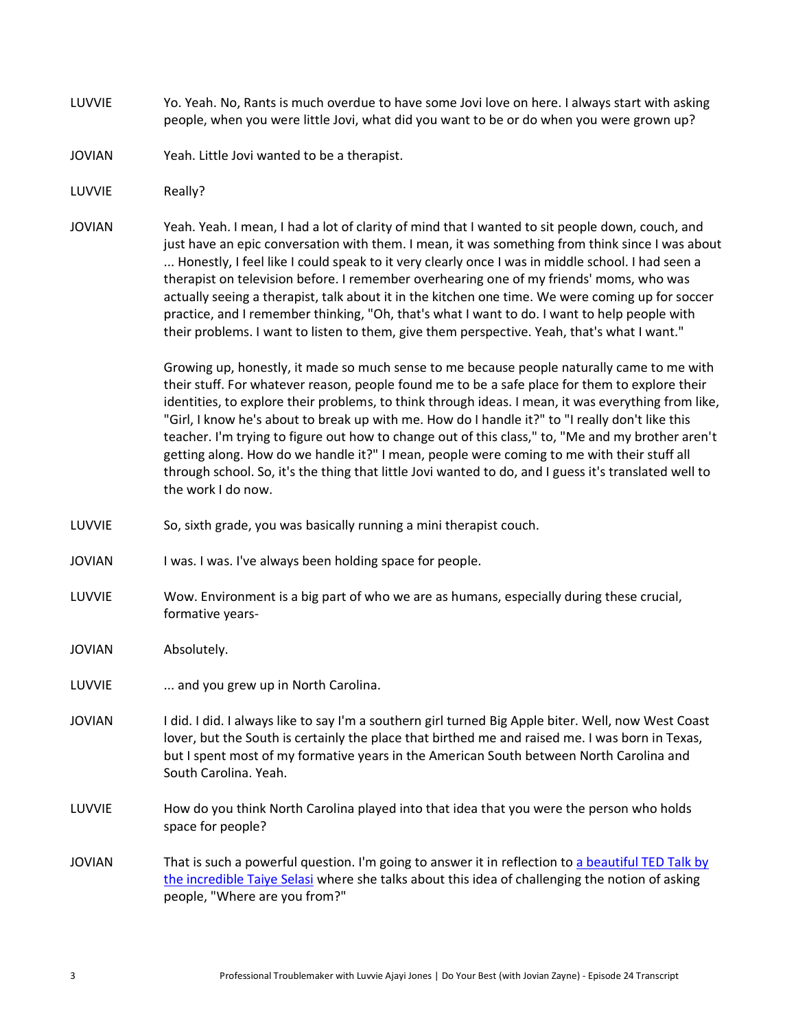LUVVIE Yo. Yeah. No, Rants is much overdue to have some Jovi love on here. I always start with asking people, when you were little Jovi, what did you want to be or do when you were grown up?

JOVIAN Yeah. Little Jovi wanted to be a therapist.

LUVVIE Really?

JOVIAN Yeah. Yeah. I mean, I had a lot of clarity of mind that I wanted to sit people down, couch, and just have an epic conversation with them. I mean, it was something from think since I was about ... Honestly, I feel like I could speak to it very clearly once I was in middle school. I had seen a therapist on television before. I remember overhearing one of my friends' moms, who was actually seeing a therapist, talk about it in the kitchen one time. We were coming up for soccer practice, and I remember thinking, "Oh, that's what I want to do. I want to help people with their problems. I want to listen to them, give them perspective. Yeah, that's what I want."

Growing up, honestly, it made so much sense to me because people naturally came to me with their stuff. For whatever reason, people found me to be a safe place for them to explore their identities, to explore their problems, to think through ideas. I mean, it was everything from like, "Girl, I know he's about to break up with me. How do I handle it?" to "I really don't like this teacher. I'm trying to figure out how to change out of this class," to, "Me and my brother aren't getting along. How do we handle it?" I mean, people were coming to me with their stuff all through school. So, it's the thing that little Jovi wanted to do, and I guess it's translated well to the work I do now.

LUVVIE So, sixth grade, you was basically running a mini therapist couch.

JOVIAN I was. I was. I've always been holding space for people.

LUVVIE Wow. Environment is a big part of who we are as humans, especially during these crucial, formative years-

JOVIAN Absolutely.

LUVVIE ... and you grew up in North Carolina.

JOVIAN I did. I did. I always like to say I'm a southern girl turned Big Apple biter. Well, now West Coast lover, but the South is certainly the place that birthed me and raised me. I was born in Texas, but I spent most of my formative years in the American South between North Carolina and South Carolina. Yeah.

LUVVIE How do you think North Carolina played into that idea that you were the person who holds space for people?

JOVIAN That is such a powerful question. I'm going to answer it in reflection to [a beautiful TED Talk by the incredible Taiye Selasi] where she talks about this idea of challenging the notion of asking people, "Where are you from?"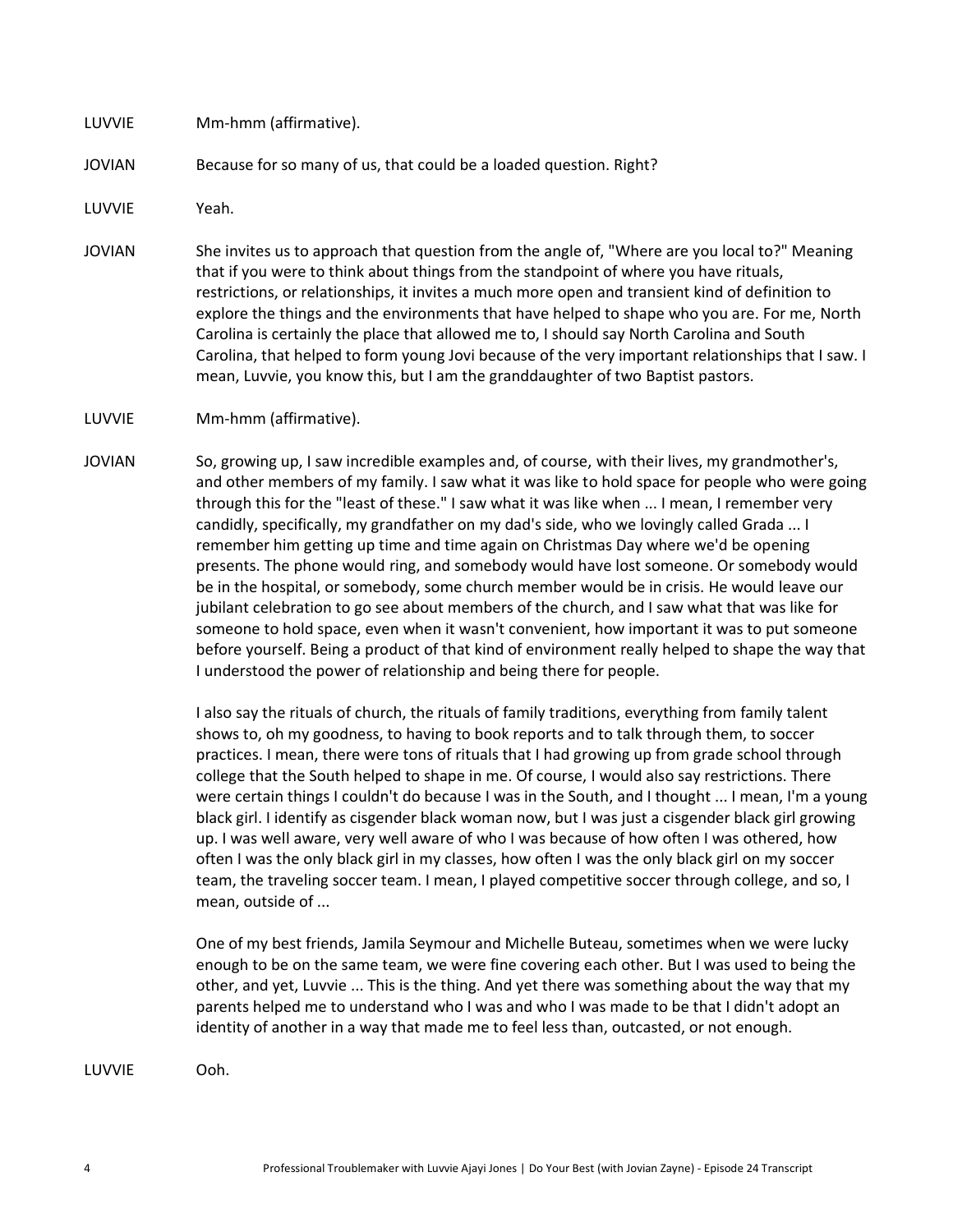LUVVIE Mm-hmm (affirmative).

JOVIAN Because for so many of us, that could be a loaded question. Right?

LUVVIE Yeah.

JOVIAN She invites us to approach that question from the angle of, "Where are you local to?" Meaning that if you were to think about things from the standpoint of where you have rituals, restrictions, or relationships, it invites a much more open and transient kind of definition to explore the things and the environments that have helped to shape who you are. For me, North Carolina is certainly the place that allowed me to, I should say North Carolina and South Carolina, that helped to form young Jovi because of the very important relationships that I saw. I mean, Luvvie, you know this, but I am the granddaughter of two Baptist pastors.

LUVVIE Mm-hmm (affirmative).

JOVIAN So, growing up, I saw incredible examples and, of course, with their lives, my grandmother's, and other members of my family. I saw what it was like to hold space for people who were going through this for the "least of these." I saw what it was like when ... I mean, I remember very candidly, specifically, my grandfather on my dad's side, who we lovingly called Grada ... I remember him getting up time and time again on Christmas Day where we'd be opening presents. The phone would ring, and somebody would have lost someone. Or somebody would be in the hospital, or somebody, some church member would be in crisis. He would leave our jubilant celebration to go see about members of the church, and I saw what that was like for someone to hold space, even when it wasn't convenient, how important it was to put someone before yourself. Being a product of that kind of environment really helped to shape the way that I understood the power of relationship and being there for people.

I also say the rituals of church, the rituals of family traditions, everything from family talent shows to, oh my goodness, to having to book reports and to talk through them, to soccer practices. I mean, there were tons of rituals that I had growing up from grade school through college that the South helped to shape in me. Of course, I would also say restrictions. There were certain things I couldn't do because I was in the South, and I thought ... I mean, I'm a young black girl. I identify as cisgender black woman now, but I was just a cisgender black girl growing up. I was well aware, very well aware of who I was because of how often I was othered, how often I was the only black girl in my classes, how often I was the only black girl on my soccer team, the traveling soccer team. I mean, I played competitive soccer through college, and so, I mean, outside of ...

One of my best friends, Jamila Seymour and Michelle Buteau, sometimes when we were lucky enough to be on the same team, we were fine covering each other. But I was used to being the other, and yet, Luvvie ... This is the thing. And yet there was something about the way that my parents helped me to understand who I was and who I was made to be that I didn't adopt an identity of another in a way that made me to feel less than, outcasted, or not enough.

LUVVIE Ooh.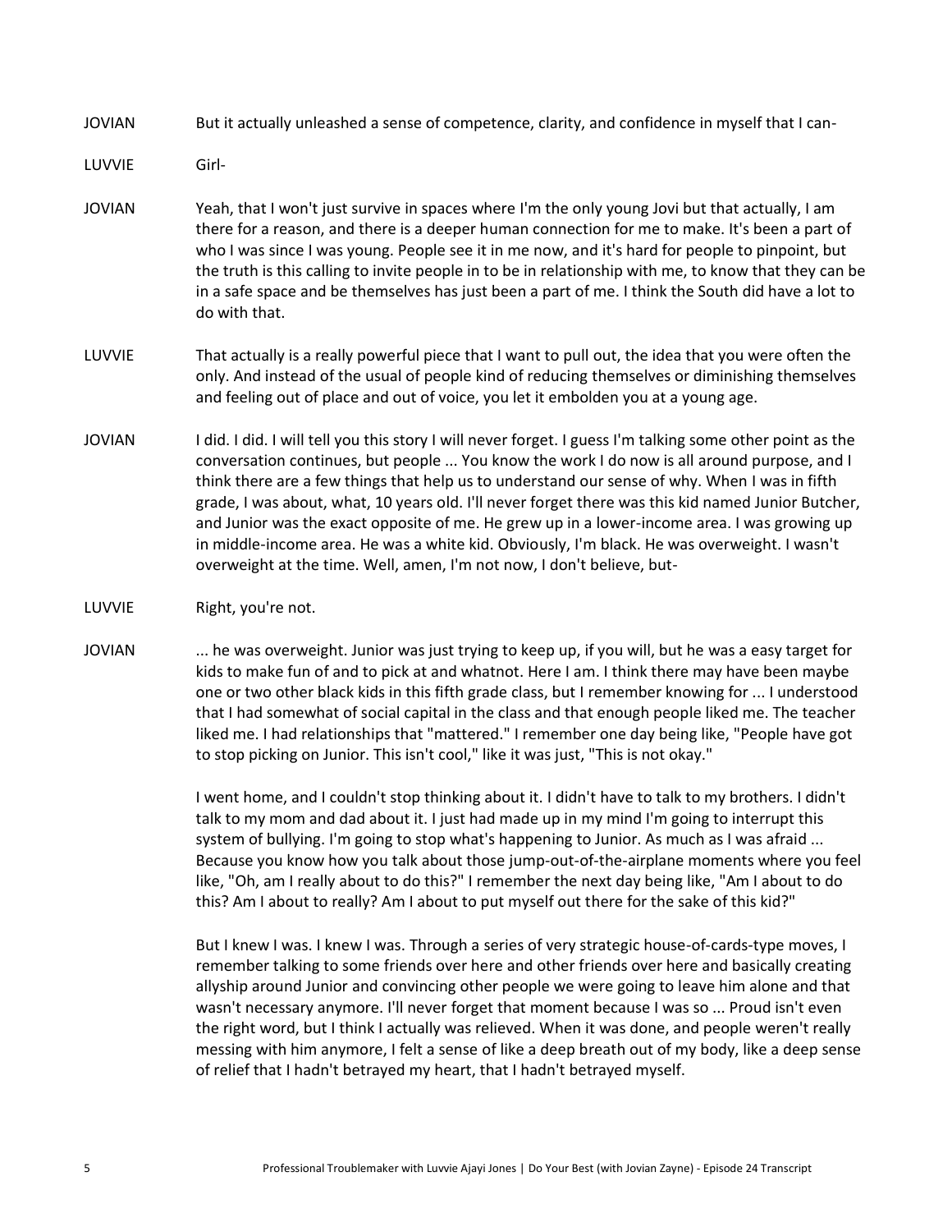JOVIAN But it actually unleashed a sense of competence, clarity, and confidence in myself that I can-

LUVVIE Girl-

JOVIAN Yeah, that I won't just survive in spaces where I'm the only young Jovi but that actually, I am there for a reason, and there is a deeper human connection for me to make. It's been a part of who I was since I was young. People see it in me now, and it's hard for people to pinpoint, but the truth is this calling to invite people in to be in relationship with me, to know that they can be in a safe space and be themselves has just been a part of me. I think the South did have a lot to do with that.

LUVVIE That actually is a really powerful piece that I want to pull out, the idea that you were often the only. And instead of the usual of people kind of reducing themselves or diminishing themselves and feeling out of place and out of voice, you let it embolden you at a young age.

JOVIAN I did. I did. I will tell you this story I will never forget. I guess I'm talking some other point as the conversation continues, but people ... You know the work I do now is all around purpose, and I think there are a few things that help us to understand our sense of why. When I was in fifth grade, I was about, what, 10 years old. I'll never forget there was this kid named Junior Butcher, and Junior was the exact opposite of me. He grew up in a lower-income area. I was growing up in middle-income area. He was a white kid. Obviously, I'm black. He was overweight. I wasn't overweight at the time. Well, amen, I'm not now, I don't believe, but-

LUVVIE Right, you're not.

JOVIAN ... he was overweight. Junior was just trying to keep up, if you will, but he was a easy target for kids to make fun of and to pick at and whatnot. Here I am. I think there may have been maybe one or two other black kids in this fifth grade class, but I remember knowing for ... I understood that I had somewhat of social capital in the class and that enough people liked me. The teacher liked me. I had relationships that "mattered." I remember one day being like, "People have got to stop picking on Junior. This isn't cool," like it was just, "This is not okay."

I went home, and I couldn't stop thinking about it. I didn't have to talk to my brothers. I didn't talk to my mom and dad about it. I just had made up in my mind I'm going to interrupt this system of bullying. I'm going to stop what's happening to Junior. As much as I was afraid ... Because you know how you talk about those jump-out-of-the-airplane moments where you feel like, "Oh, am I really about to do this?" I remember the next day being like, "Am I about to do this? Am I about to really? Am I about to put myself out there for the sake of this kid?"

But I knew I was. I knew I was. Through a series of very strategic house-of-cards-type moves, I remember talking to some friends over here and other friends over here and basically creating allyship around Junior and convincing other people we were going to leave him alone and that wasn't necessary anymore. I'll never forget that moment because I was so ... Proud isn't even the right word, but I think I actually was relieved. When it was done, and people weren't really messing with him anymore, I felt a sense of like a deep breath out of my body, like a deep sense of relief that I hadn't betrayed my heart, that I hadn't betrayed myself.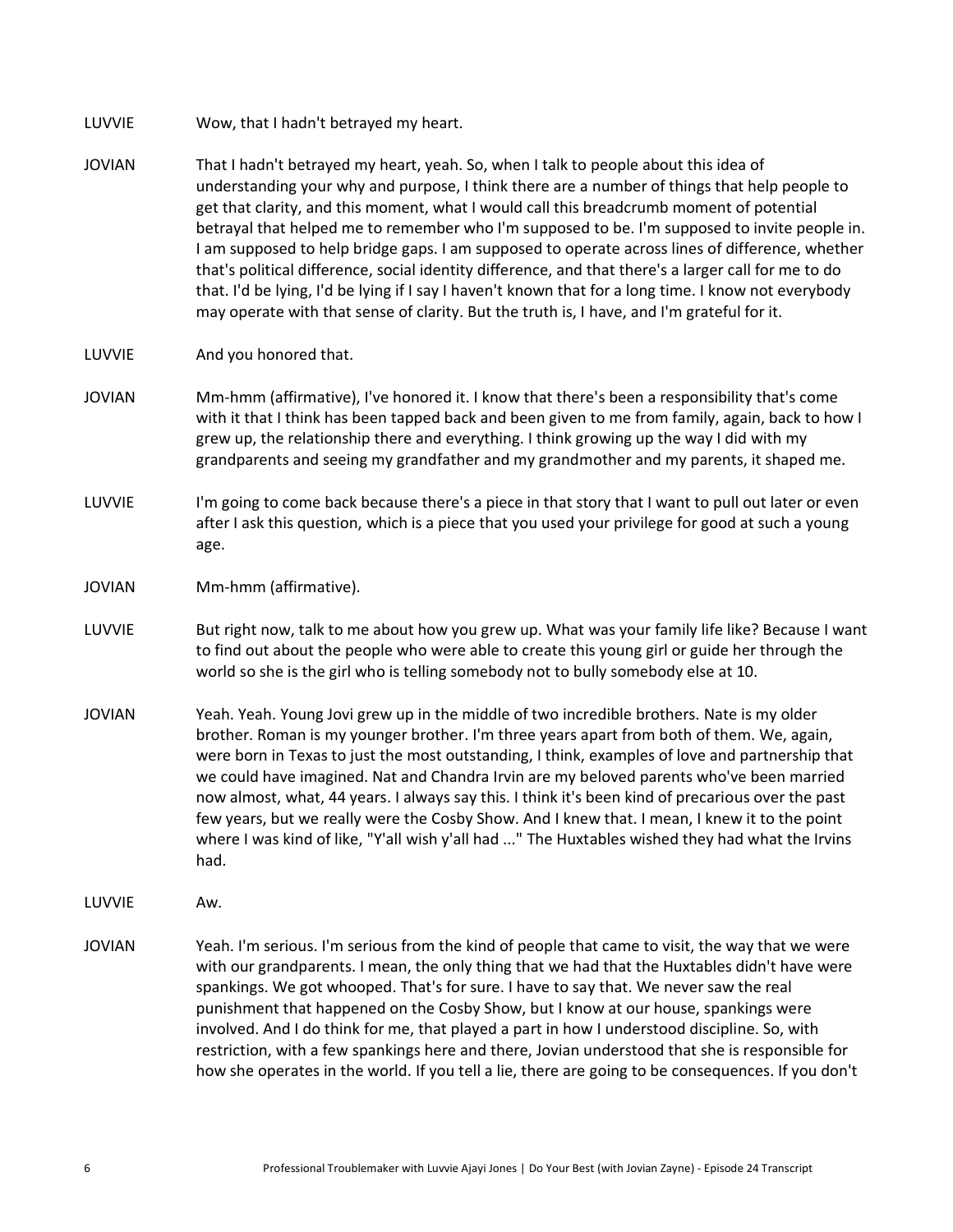LUVVIE Wow, that I hadn't betrayed my heart.

JOVIAN That I hadn't betrayed my heart, yeah. So, when I talk to people about this idea of understanding your why and purpose, I think there are a number of things that help people to get that clarity, and this moment, what I would call this breadcrumb moment of potential betrayal that helped me to remember who I'm supposed to be. I'm supposed to invite people in. I am supposed to help bridge gaps. I am supposed to operate across lines of difference, whether that's political difference, social identity difference, and that there's a larger call for me to do that. I'd be lying, I'd be lying if I say I haven't known that for a long time. I know not everybody may operate with that sense of clarity. But the truth is, I have, and I'm grateful for it.

LUVVIE And you honored that.

JOVIAN Mm-hmm (affirmative), I've honored it. I know that there's been a responsibility that's come with it that I think has been tapped back and been given to me from family, again, back to how I grew up, the relationship there and everything. I think growing up the way I did with my grandparents and seeing my grandfather and my grandmother and my parents, it shaped me.

LUVVIE I'm going to come back because there's a piece in that story that I want to pull out later or even after I ask this question, which is a piece that you used your privilege for good at such a young age.

JOVIAN Mm-hmm (affirmative).

LUVVIE But right now, talk to me about how you grew up. What was your family life like? Because I want to find out about the people who were able to create this young girl or guide her through the world so she is the girl who is telling somebody not to bully somebody else at 10.

JOVIAN Yeah. Yeah. Young Jovi grew up in the middle of two incredible brothers. Nate is my older brother. Roman is my younger brother. I'm three years apart from both of them. We, again, were born in Texas to just the most outstanding, I think, examples of love and partnership that we could have imagined. Nat and Chandra Irvin are my beloved parents who've been married now almost, what, 44 years. I always say this. I think it's been kind of precarious over the past few years, but we really were the Cosby Show. And I knew that. I mean, I knew it to the point where I was kind of like, "Y'all wish y'all had ..." The Huxtables wished they had what the Irvins had.

LUVVIE Aw.

JOVIAN Yeah. I'm serious. I'm serious from the kind of people that came to visit, the way that we were with our grandparents. I mean, the only thing that we had that the Huxtables didn't have were spankings. We got whooped. That's for sure. I have to say that. We never saw the real punishment that happened on the Cosby Show, but I know at our house, spankings were involved. And I do think for me, that played a part in how I understood discipline. So, with restriction, with a few spankings here and there, Jovian understood that she is responsible for how she operates in the world. If you tell a lie, there are going to be consequences. If you don't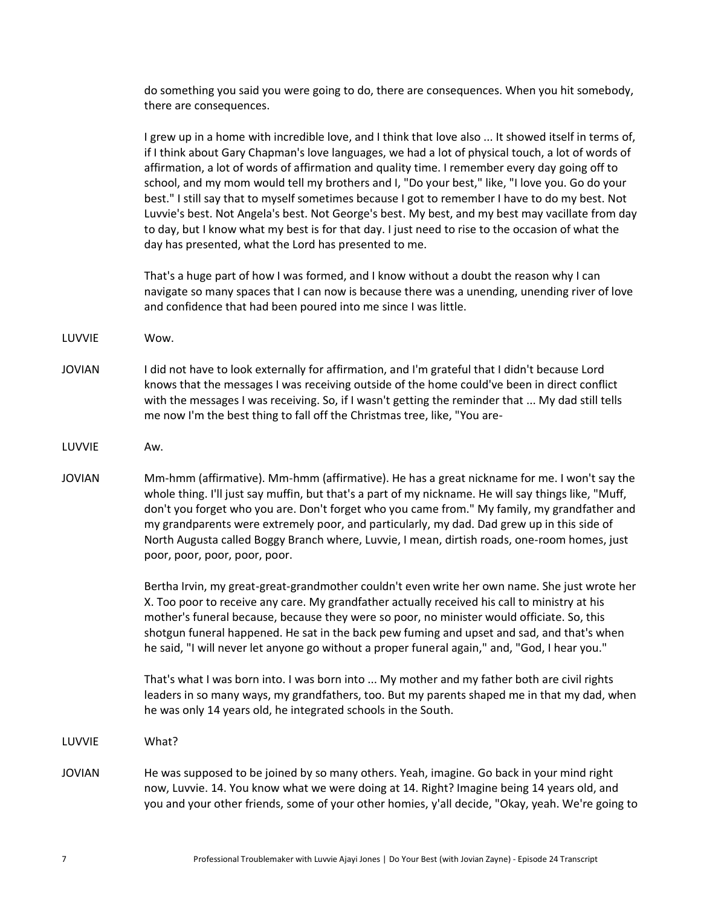do something you said you were going to do, there are consequences. When you hit somebody, there are consequences.

I grew up in a home with incredible love, and I think that love also ... It showed itself in terms of, if I think about Gary Chapman's love languages, we had a lot of physical touch, a lot of words of affirmation, a lot of words of affirmation and quality time. I remember every day going off to school, and my mom would tell my brothers and I, "Do your best," like, "I love you. Go do your best." I still say that to myself sometimes because I got to remember I have to do my best. Not Luvvie's best. Not Angela's best. Not George's best. My best, and my best may vacillate from day to day, but I know what my best is for that day. I just need to rise to the occasion of what the day has presented, what the Lord has presented to me.

That's a huge part of how I was formed, and I know without a doubt the reason why I can navigate so many spaces that I can now is because there was a unending, unending river of love and confidence that had been poured into me since I was little.

LUVVIE Wow.

JOVIAN I did not have to look externally for affirmation, and I'm grateful that I didn't because Lord knows that the messages I was receiving outside of the home could've been in direct conflict with the messages I was receiving. So, if I wasn't getting the reminder that ... My dad still tells me now I'm the best thing to fall off the Christmas tree, like, "You are-

LUVVIE Aw.

JOVIAN Mm-hmm (affirmative). Mm-hmm (affirmative). He has a great nickname for me. I won't say the whole thing. I'll just say muffin, but that's a part of my nickname. He will say things like, "Muff, don't you forget who you are. Don't forget who you came from." My family, my grandfather and my grandparents were extremely poor, and particularly, my dad. Dad grew up in this side of North Augusta called Boggy Branch where, Luvvie, I mean, dirtish roads, one-room homes, just poor, poor, poor, poor, poor.

Bertha Irvin, my great-great-grandmother couldn't even write her own name. She just wrote her X. Too poor to receive any care. My grandfather actually received his call to ministry at his mother's funeral because, because they were so poor, no minister would officiate. So, this shotgun funeral happened. He sat in the back pew fuming and upset and sad, and that's when he said, "I will never let anyone go without a proper funeral again," and, "God, I hear you."

That's what I was born into. I was born into ... My mother and my father both are civil rights leaders in so many ways, my grandfathers, too. But my parents shaped me in that my dad, when he was only 14 years old, he integrated schools in the South.

LUVVIE What?

JOVIAN He was supposed to be joined by so many others. Yeah, imagine. Go back in your mind right now, Luvvie. 14. You know what we were doing at 14. Right? Imagine being 14 years old, and you and your other friends, some of your other homies, y'all decide, "Okay, yeah. We're going to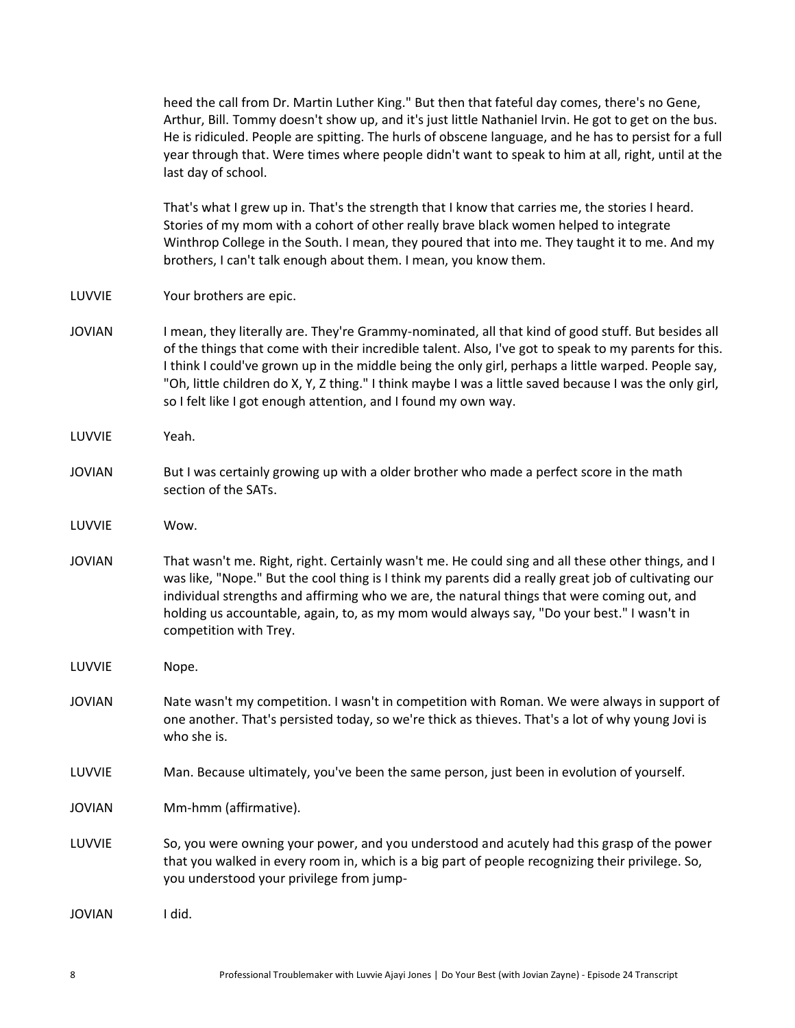heed the call from Dr. Martin Luther King." But then that fateful day comes, there's no Gene, Arthur, Bill. Tommy doesn't show up, and it's just little Nathaniel Irvin. He got to get on the bus. He is ridiculed. People are spitting. The hurls of obscene language, and he has to persist for a full year through that. Were times where people didn't want to speak to him at all, right, until at the last day of school.

That's what I grew up in. That's the strength that I know that carries me, the stories I heard. Stories of my mom with a cohort of other really brave black women helped to integrate Winthrop College in the South. I mean, they poured that into me. They taught it to me. And my brothers, I can't talk enough about them. I mean, you know them.

LUVVIE Your brothers are epic.

JOVIAN I mean, they literally are. They're Grammy-nominated, all that kind of good stuff. But besides all of the things that come with their incredible talent. Also, I've got to speak to my parents for this. I think I could've grown up in the middle being the only girl, perhaps a little warped. People say, "Oh, little children do X, Y, Z thing." I think maybe I was a little saved because I was the only girl, so I felt like I got enough attention, and I found my own way.

LUVVIE Yeah.

JOVIAN But I was certainly growing up with a older brother who made a perfect score in the math section of the SATs.

LUVVIE Wow.

JOVIAN That wasn't me. Right, right. Certainly wasn't me. He could sing and all these other things, and I was like, "Nope." But the cool thing is I think my parents did a really great job of cultivating our individual strengths and affirming who we are, the natural things that were coming out, and holding us accountable, again, to, as my mom would always say, "Do your best." I wasn't in competition with Trey.

LUVVIE Nope.

JOVIAN Nate wasn't my competition. I wasn't in competition with Roman. We were always in support of one another. That's persisted today, so we're thick as thieves. That's a lot of why young Jovi is who she is.

LUVVIE Man. Because ultimately, you've been the same person, just been in evolution of yourself.

JOVIAN Mm-hmm (affirmative).

LUVVIE So, you were owning your power, and you understood and acutely had this grasp of the power that you walked in every room in, which is a big part of people recognizing their privilege. So, you understood your privilege from jump-

JOVIAN I did.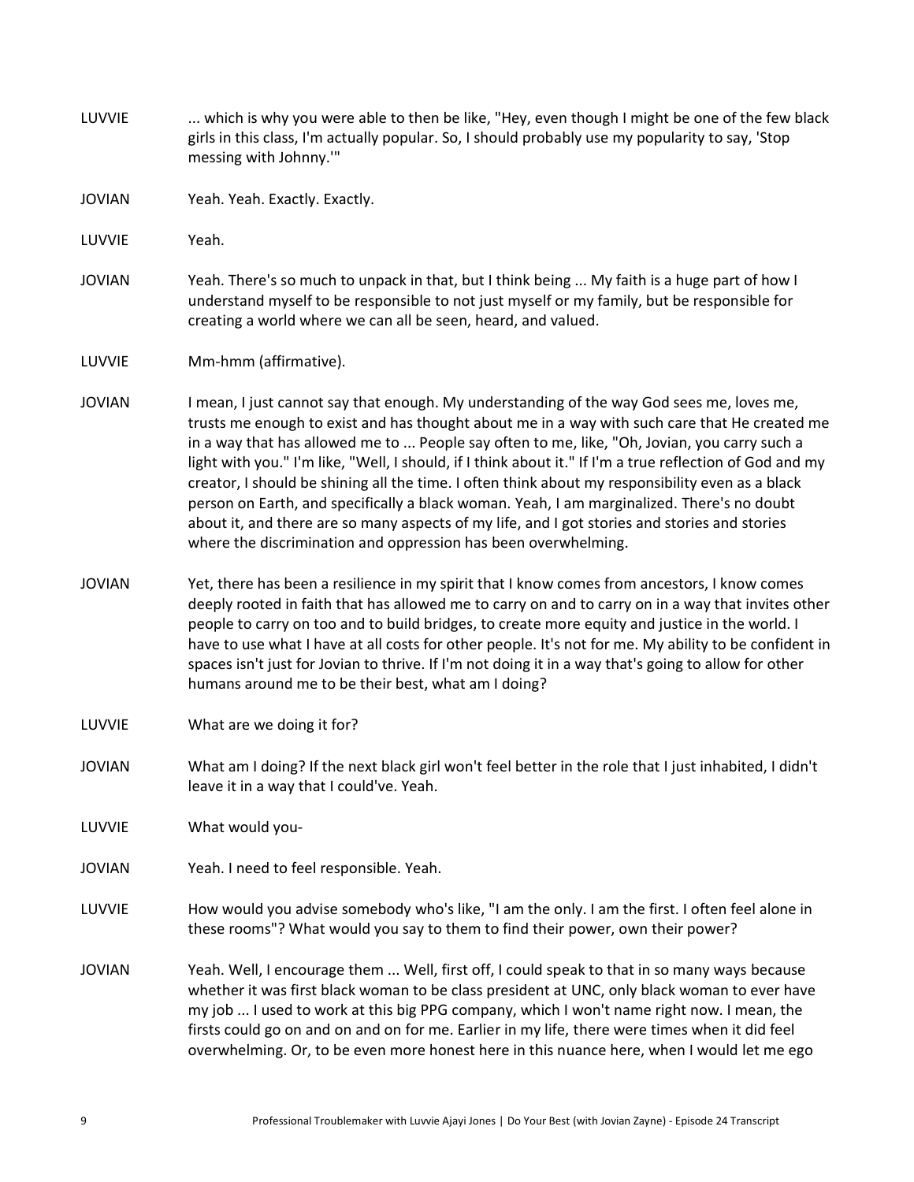LUVVIE ... which is why you were able to then be like, "Hey, even though I might be one of the few black girls in this class, I'm actually popular. So, I should probably use my popularity to say, 'Stop messing with Johnny.'"

JOVIAN Yeah. Yeah. Exactly. Exactly.

LUVVIE Yeah.

JOVIAN Yeah. There's so much to unpack in that, but I think being ... My faith is a huge part of how I understand myself to be responsible to not just myself or my family, but be responsible for creating a world where we can all be seen, heard, and valued.

LUVVIE Mm-hmm (affirmative).

JOVIAN I mean, I just cannot say that enough. My understanding of the way God sees me, loves me, trusts me enough to exist and has thought about me in a way with such care that He created me in a way that has allowed me to ... People say often to me, like, "Oh, Jovian, you carry such a light with you." I'm like, "Well, I should, if I think about it." If I'm a true reflection of God and my creator, I should be shining all the time. I often think about my responsibility even as a black person on Earth, and specifically a black woman. Yeah, I am marginalized. There's no doubt about it, and there are so many aspects of my life, and I got stories and stories and stories where the discrimination and oppression has been overwhelming.

JOVIAN Yet, there has been a resilience in my spirit that I know comes from ancestors, I know comes deeply rooted in faith that has allowed me to carry on and to carry on in a way that invites other people to carry on too and to build bridges, to create more equity and justice in the world. I have to use what I have at all costs for other people. It's not for me. My ability to be confident in spaces isn't just for Jovian to thrive. If I'm not doing it in a way that's going to allow for other humans around me to be their best, what am I doing?

LUVVIE What are we doing it for?

JOVIAN What am I doing? If the next black girl won't feel better in the role that I just inhabited, I didn't leave it in a way that I could've. Yeah.

LUVVIE What would you-

JOVIAN Yeah. I need to feel responsible. Yeah.

LUVVIE How would you advise somebody who's like, "I am the only. I am the first. I often feel alone in these rooms"? What would you say to them to find their power, own their power?

JOVIAN Yeah. Well, I encourage them ... Well, first off, I could speak to that in so many ways because whether it was first black woman to be class president at UNC, only black woman to ever have my job ... I used to work at this big PPG company, which I won't name right now. I mean, the firsts could go on and on and on for me. Earlier in my life, there were times when it did feel overwhelming. Or, to be even more honest here in this nuance here, when I would let me ego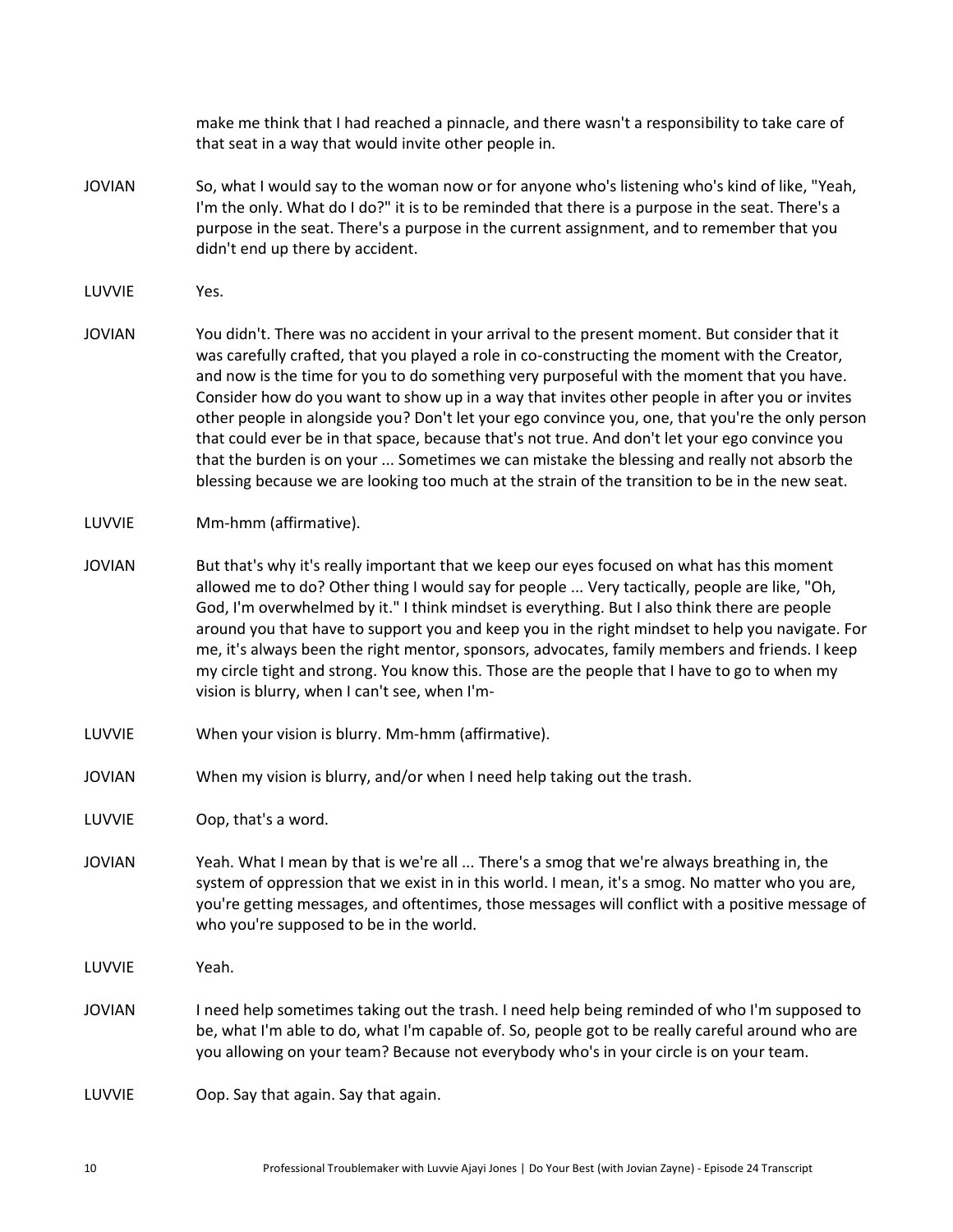make me think that I had reached a pinnacle, and there wasn't a responsibility to take care of that seat in a way that would invite other people in.

JOVIAN So, what I would say to the woman now or for anyone who's listening who's kind of like, "Yeah, I'm the only. What do I do?" it is to be reminded that there is a purpose in the seat. There's a purpose in the seat. There's a purpose in the current assignment, and to remember that you didn't end up there by accident.

LUVVIE Yes.

JOVIAN You didn't. There was no accident in your arrival to the present moment. But consider that it was carefully crafted, that you played a role in co-constructing the moment with the Creator, and now is the time for you to do something very purposeful with the moment that you have. Consider how do you want to show up in a way that invites other people in after you or invites other people in alongside you? Don't let your ego convince you, one, that you're the only person that could ever be in that space, because that's not true. And don't let your ego convince you that the burden is on your ... Sometimes we can mistake the blessing and really not absorb the blessing because we are looking too much at the strain of the transition to be in the new seat.

LUVVIE Mm-hmm (affirmative).

JOVIAN But that's why it's really important that we keep our eyes focused on what has this moment allowed me to do? Other thing I would say for people ... Very tactically, people are like, "Oh, God, I'm overwhelmed by it." I think mindset is everything. But I also think there are people around you that have to support you and keep you in the right mindset to help you navigate. For me, it's always been the right mentor, sponsors, advocates, family members and friends. I keep my circle tight and strong. You know this. Those are the people that I have to go to when my vision is blurry, when I can't see, when I'm-

LUVVIE When your vision is blurry. Mm-hmm (affirmative).

JOVIAN When my vision is blurry, and/or when I need help taking out the trash.

LUVVIE Oop, that's a word.

JOVIAN Yeah. What I mean by that is we're all ... There's a smog that we're always breathing in, the system of oppression that we exist in in this world. I mean, it's a smog. No matter who you are, you're getting messages, and oftentimes, those messages will conflict with a positive message of who you're supposed to be in the world.

LUVVIE Yeah.

JOVIAN I need help sometimes taking out the trash. I need help being reminded of who I'm supposed to be, what I'm able to do, what I'm capable of. So, people got to be really careful around who are you allowing on your team? Because not everybody who's in your circle is on your team.

LUVVIE Oop. Say that again. Say that again.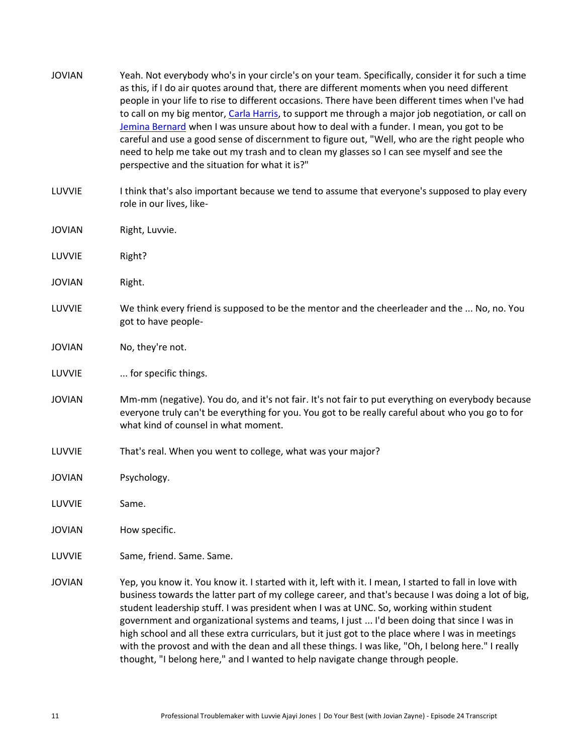JOVIAN Yeah. Not everybody who's in your circle's on your team. Specifically, consider it for such a time as this, if I do air quotes around that, there are different moments when you need different people in your life to rise to different occasions. There have been different times when I've had to call on my big mentor, [Carla Harris](), to support me through a major job negotiation, or call on [Jemina Bernard]() when I was unsure about how to deal with a funder. I mean, you got to be careful and use a good sense of discernment to figure out, "Well, who are the right people who need to help me take out my trash and to clean my glasses so I can see myself and see the perspective and the situation for what it is?"

LUVVIE I think that's also important because we tend to assume that everyone's supposed to play every role in our lives, like-

JOVIAN Right, Luvvie.

LUVVIE Right?

JOVIAN Right.

LUVVIE We think every friend is supposed to be the mentor and the cheerleader and the ... No, no. You got to have people-

JOVIAN No, they're not.

LUVVIE ... for specific things.

JOVIAN Mm-mm (negative). You do, and it's not fair. It's not fair to put everything on everybody because everyone truly can't be everything for you. You got to be really careful about who you go to for what kind of counsel in what moment.

LUVVIE That's real. When you went to college, what was your major?

JOVIAN Psychology.

LUVVIE Same.

JOVIAN How specific.

LUVVIE Same, friend. Same. Same.

JOVIAN Yep, you know it. You know it. I started with it, left with it. I mean, I started to fall in love with business towards the latter part of my college career, and that's because I was doing a lot of big, student leadership stuff. I was president when I was at UNC. So, working within student government and organizational systems and teams, I just ... I'd been doing that since I was in high school and all these extra curriculars, but it just got to the place where I was in meetings with the provost and with the dean and all these things. I was like, "Oh, I belong here." I really thought, "I belong here," and I wanted to help navigate change through people.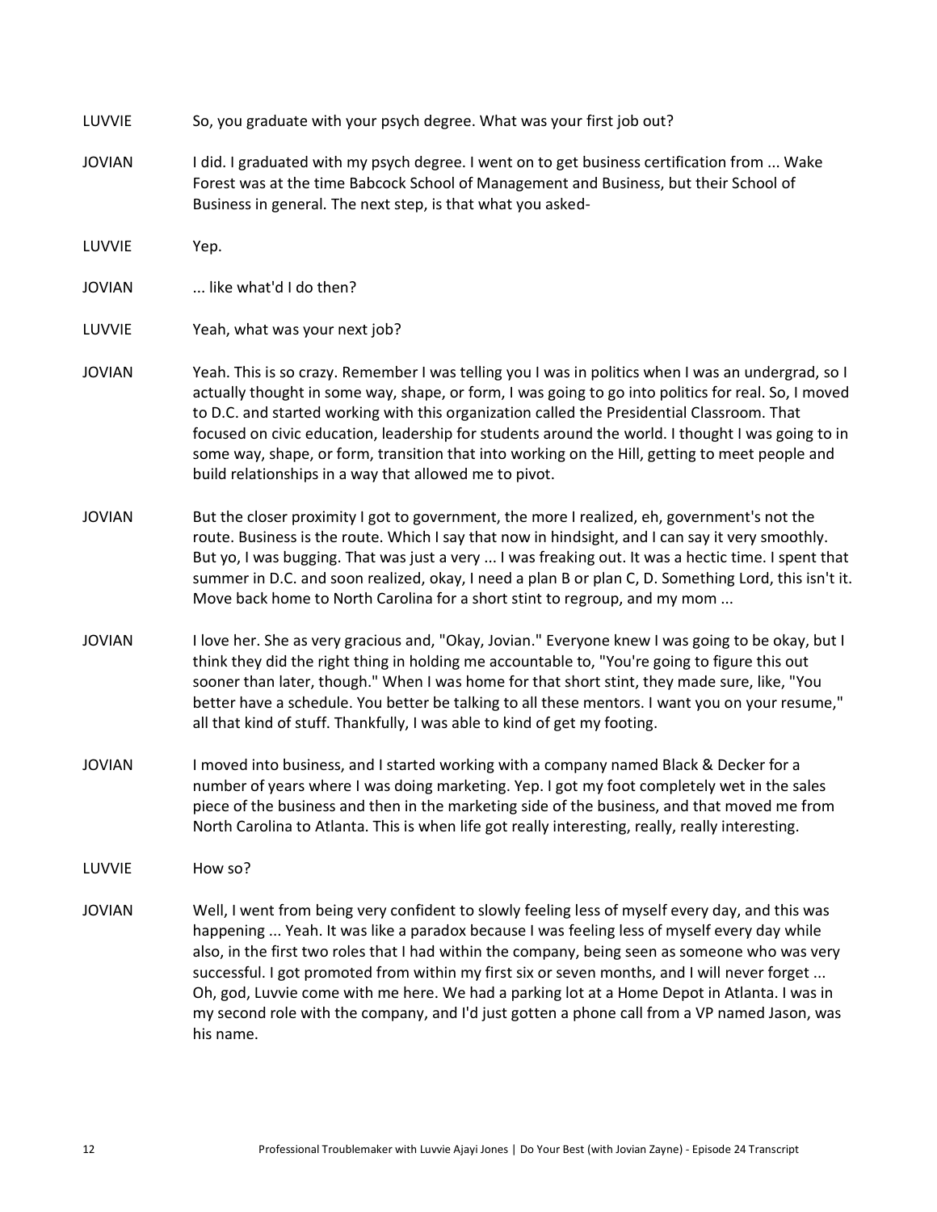LUVVIE So, you graduate with your psych degree. What was your first job out?

JOVIAN I did. I graduated with my psych degree. I went on to get business certification from ... Wake Forest was at the time Babcock School of Management and Business, but their School of Business in general. The next step, is that what you asked-

LUVVIE Yep.

JOVIAN ... like what'd I do then?

LUVVIE Yeah, what was your next job?

JOVIAN Yeah. This is so crazy. Remember I was telling you I was in politics when I was an undergrad, so I actually thought in some way, shape, or form, I was going to go into politics for real. So, I moved to D.C. and started working with this organization called the Presidential Classroom. That focused on civic education, leadership for students around the world. I thought I was going to in some way, shape, or form, transition that into working on the Hill, getting to meet people and build relationships in a way that allowed me to pivot.

JOVIAN But the closer proximity I got to government, the more I realized, eh, government's not the route. Business is the route. Which I say that now in hindsight, and I can say it very smoothly. But yo, I was bugging. That was just a very ... I was freaking out. It was a hectic time. I spent that summer in D.C. and soon realized, okay, I need a plan B or plan C, D. Something Lord, this isn't it. Move back home to North Carolina for a short stint to regroup, and my mom ...

JOVIAN I love her. She as very gracious and, "Okay, Jovian." Everyone knew I was going to be okay, but I think they did the right thing in holding me accountable to, "You're going to figure this out sooner than later, though." When I was home for that short stint, they made sure, like, "You better have a schedule. You better be talking to all these mentors. I want you on your resume," all that kind of stuff. Thankfully, I was able to kind of get my footing.

JOVIAN I moved into business, and I started working with a company named Black & Decker for a number of years where I was doing marketing. Yep. I got my foot completely wet in the sales piece of the business and then in the marketing side of the business, and that moved me from North Carolina to Atlanta. This is when life got really interesting, really, really interesting.

LUVVIE How so?

JOVIAN Well, I went from being very confident to slowly feeling less of myself every day, and this was happening ... Yeah. It was like a paradox because I was feeling less of myself every day while also, in the first two roles that I had within the company, being seen as someone who was very successful. I got promoted from within my first six or seven months, and I will never forget ... Oh, god, Luvvie come with me here. We had a parking lot at a Home Depot in Atlanta. I was in my second role with the company, and I'd just gotten a phone call from a VP named Jason, was his name.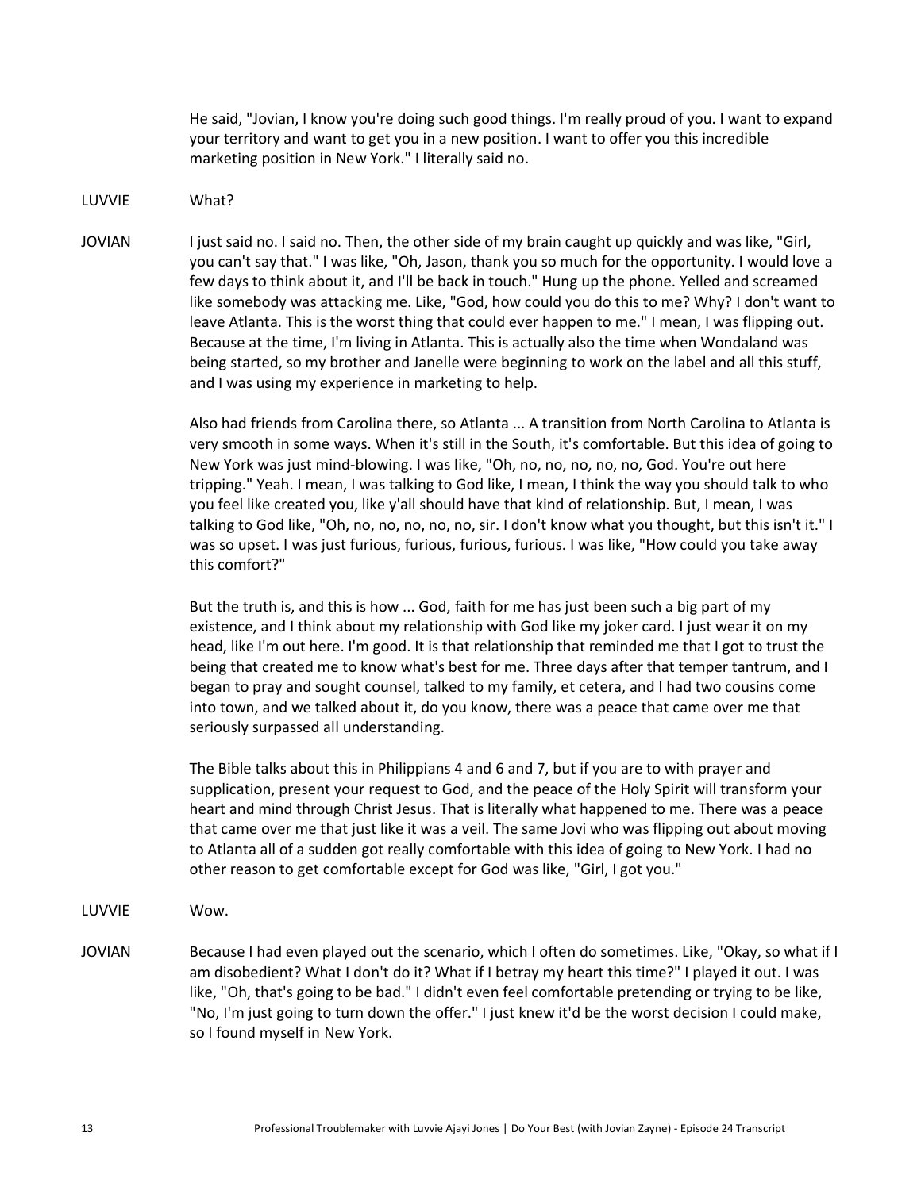He said, "Jovian, I know you're doing such good things. I'm really proud of you. I want to expand your territory and want to get you in a new position. I want to offer you this incredible marketing position in New York." I literally said no.

LUVVIE What?

JOVIAN I just said no. I said no. Then, the other side of my brain caught up quickly and was like, "Girl, you can't say that." I was like, "Oh, Jason, thank you so much for the opportunity. I would love a few days to think about it, and I'll be back in touch." Hung up the phone. Yelled and screamed like somebody was attacking me. Like, "God, how could you do this to me? Why? I don't want to leave Atlanta. This is the worst thing that could ever happen to me." I mean, I was flipping out. Because at the time, I'm living in Atlanta. This is actually also the time when Wondaland was being started, so my brother and Janelle were beginning to work on the label and all this stuff, and I was using my experience in marketing to help.

Also had friends from Carolina there, so Atlanta ... A transition from North Carolina to Atlanta is very smooth in some ways. When it's still in the South, it's comfortable. But this idea of going to New York was just mind-blowing. I was like, "Oh, no, no, no, no, no, no, God. You're out here tripping." Yeah. I mean, I was talking to God like, I mean, I think the way you should talk to who you feel like created you, like y'all should have that kind of relationship. But, I mean, I was talking to God like, "Oh, no, no, no, no, no, no, sir. I don't know what you thought, but this isn't it." I was so upset. I was just furious, furious, furious, furious. I was like, "How could you take away this comfort?"

But the truth is, and this is how ... God, faith for me has just been such a big part of my existence, and I think about my relationship with God like my joker card. I just wear it on my head, like I'm out here. I'm good. It is that relationship that reminded me that I got to trust the being that created me to know what's best for me. Three days after that temper tantrum, and I began to pray and sought counsel, talked to my family, et cetera, and I had two cousins come into town, and we talked about it, do you know, there was a peace that came over me that seriously surpassed all understanding.

The Bible talks about this in Philippians 4 and 6 and 7, but if you are to with prayer and supplication, present your request to God, and the peace of the Holy Spirit will transform your heart and mind through Christ Jesus. That is literally what happened to me. There was a peace that came over me that just like it was a veil. The same Jovi who was flipping out about moving to Atlanta all of a sudden got really comfortable with this idea of going to New York. I had no other reason to get comfortable except for God was like, "Girl, I got you."

LUVVIE Wow.

JOVIAN Because I had even played out the scenario, which I often do sometimes. Like, "Okay, so what if I am disobedient? What I don't do it? What if I betray my heart this time?" I played it out. I was like, "Oh, that's going to be bad." I didn't even feel comfortable pretending or trying to be like, "No, I'm just going to turn down the offer." I just knew it'd be the worst decision I could make, so I found myself in New York.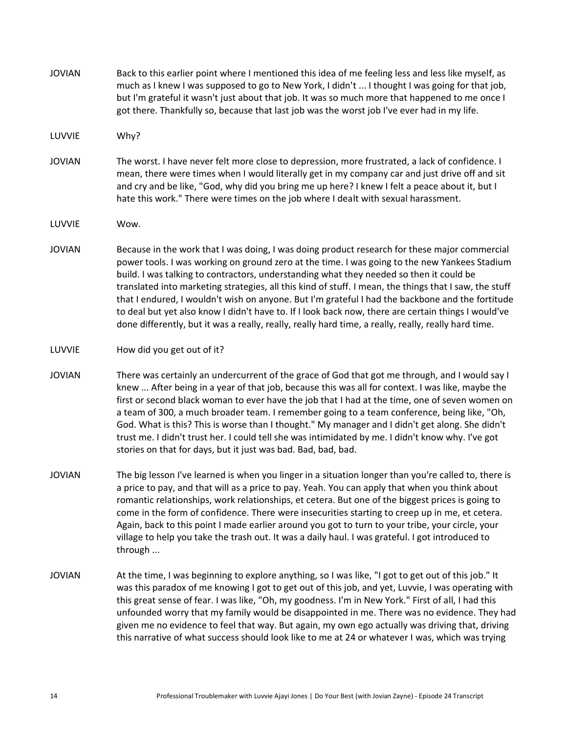JOVIAN Back to this earlier point where I mentioned this idea of me feeling less and less like myself, as much as I knew I was supposed to go to New York, I didn't ... I thought I was going for that job, but I'm grateful it wasn't just about that job. It was so much more that happened to me once I got there. Thankfully so, because that last job was the worst job I've ever had in my life.

LUVVIE Why?

JOVIAN The worst. I have never felt more close to depression, more frustrated, a lack of confidence. I mean, there were times when I would literally get in my company car and just drive off and sit and cry and be like, "God, why did you bring me up here? I knew I felt a peace about it, but I hate this work." There were times on the job where I dealt with sexual harassment.

LUVVIE Wow.

JOVIAN Because in the work that I was doing, I was doing product research for these major commercial power tools. I was working on ground zero at the time. I was going to the new Yankees Stadium build. I was talking to contractors, understanding what they needed so then it could be translated into marketing strategies, all this kind of stuff. I mean, the things that I saw, the stuff that I endured, I wouldn't wish on anyone. But I'm grateful I had the backbone and the fortitude to deal but yet also know I didn't have to. If I look back now, there are certain things I would've done differently, but it was a really, really, really hard time, a really, really, really hard time.

LUVVIE How did you get out of it?

JOVIAN There was certainly an undercurrent of the grace of God that got me through, and I would say I knew ... After being in a year of that job, because this was all for context. I was like, maybe the first or second black woman to ever have the job that I had at the time, one of seven women on a team of 300, a much broader team. I remember going to a team conference, being like, "Oh, God. What is this? This is worse than I thought." My manager and I didn't get along. She didn't trust me. I didn't trust her. I could tell she was intimidated by me. I didn't know why. I've got stories on that for days, but it just was bad. Bad, bad, bad.

JOVIAN The big lesson I've learned is when you linger in a situation longer than you're called to, there is a price to pay, and that will as a price to pay. Yeah. You can apply that when you think about romantic relationships, work relationships, et cetera. But one of the biggest prices is going to come in the form of confidence. There were insecurities starting to creep up in me, et cetera. Again, back to this point I made earlier around you got to turn to your tribe, your circle, your village to help you take the trash out. It was a daily haul. I was grateful. I got introduced to through ...

JOVIAN At the time, I was beginning to explore anything, so I was like, "I got to get out of this job." It was this paradox of me knowing I got to get out of this job, and yet, Luvvie, I was operating with this great sense of fear. I was like, "Oh, my goodness. I'm in New York." First of all, I had this unfounded worry that my family would be disappointed in me. There was no evidence. They had given me no evidence to feel that way. But again, my own ego actually was driving that, driving this narrative of what success should look like to me at 24 or whatever I was, which was trying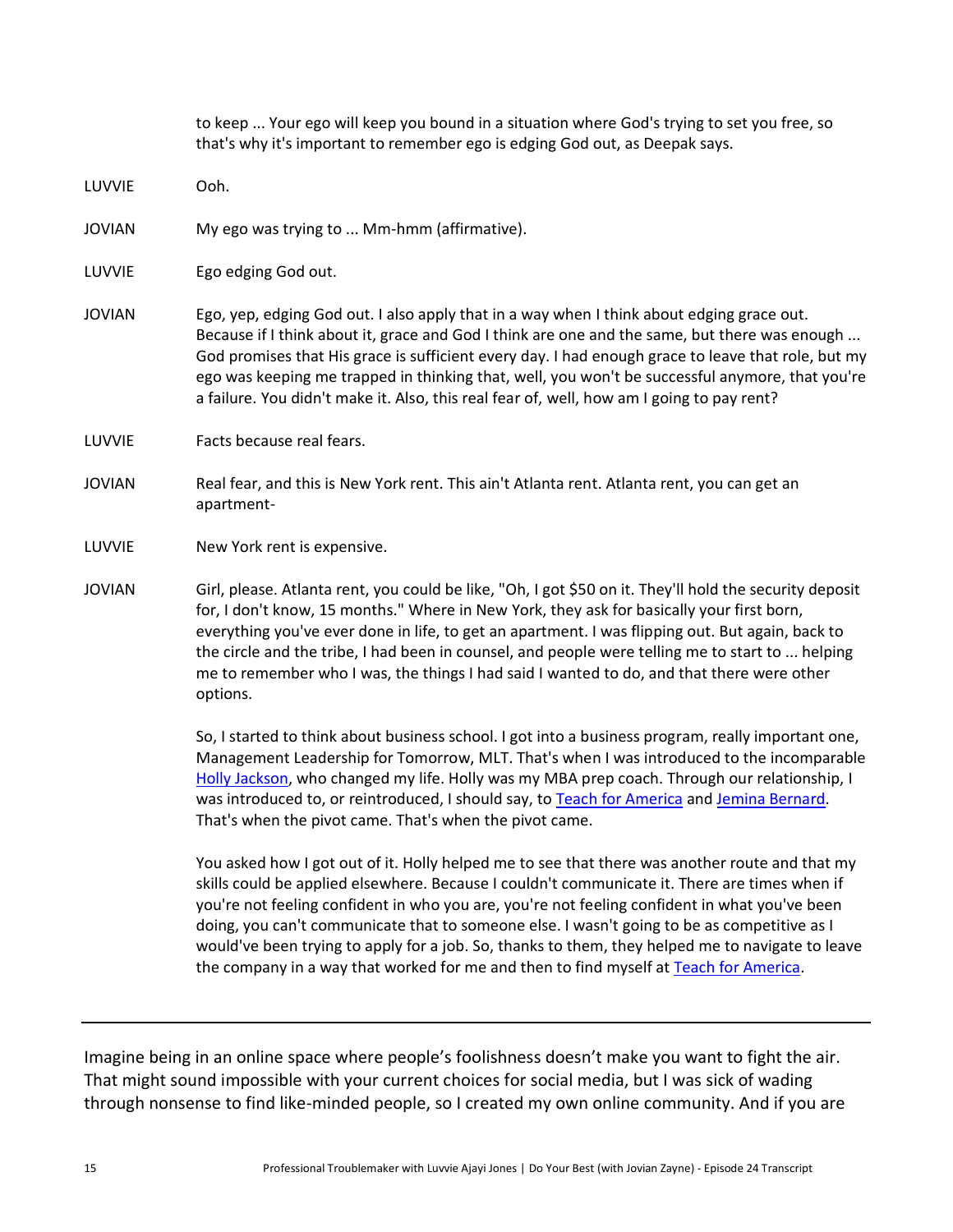to keep ... Your ego will keep you bound in a situation where God's trying to set you free, so that's why it's important to remember ego is edging God out, as Deepak says.

LUVVIE Ooh.

JOVIAN My ego was trying to ... Mm-hmm (affirmative).

LUVVIE Ego edging God out.

JOVIAN Ego, yep, edging God out. I also apply that in a way when I think about edging grace out. Because if I think about it, grace and God I think are one and the same, but there was enough ... God promises that His grace is sufficient every day. I had enough grace to leave that role, but my ego was keeping me trapped in thinking that, well, you won't be successful anymore, that you're a failure. You didn't make it. Also, this real fear of, well, how am I going to pay rent?

LUVVIE Facts because real fears.

JOVIAN Real fear, and this is New York rent. This ain't Atlanta rent. Atlanta rent, you can get an apartment-

LUVVIE New York rent is expensive.

JOVIAN Girl, please. Atlanta rent, you could be like, "Oh, I got $50 on it. They'll hold the security deposit for, I don't know, 15 months." Where in New York, they ask for basically your first born, everything you've ever done in life, to get an apartment. I was flipping out. But again, back to the circle and the tribe, I had been in counsel, and people were telling me to start to ... helping me to remember who I was, the things I had said I wanted to do, and that there were other options.

So, I started to think about business school. I got into a business program, really important one, Management Leadership for Tomorrow, MLT. That's when I was introduced to the incomparable Holly Jackson, who changed my life. Holly was my MBA prep coach. Through our relationship, I was introduced to, or reintroduced, I should say, to Teach for America and Jemina Bernard. That's when the pivot came. That's when the pivot came.

You asked how I got out of it. Holly helped me to see that there was another route and that my skills could be applied elsewhere. Because I couldn't communicate it. There are times when if you're not feeling confident in who you are, you're not feeling confident in what you've been doing, you can't communicate that to someone else. I wasn't going to be as competitive as I would've been trying to apply for a job. So, thanks to them, they helped me to navigate to leave the company in a way that worked for me and then to find myself at Teach for America.

---

Imagine being in an online space where people's foolishness doesn't make you want to fight the air. That might sound impossible with your current choices for social media, but I was sick of wading through nonsense to find like-minded people, so I created my own online community. And if you are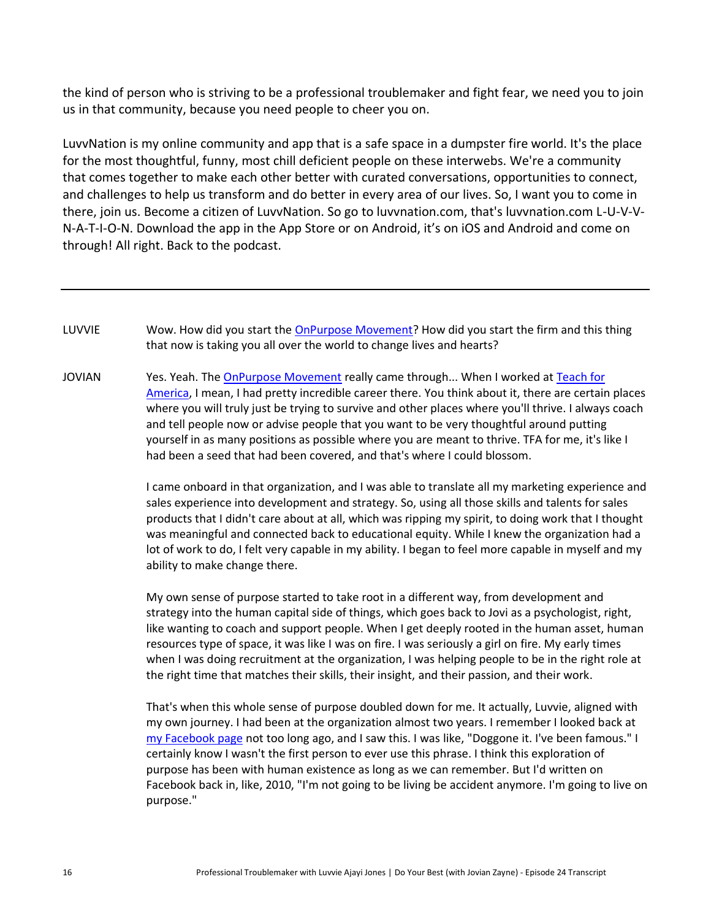the kind of person who is striving to be a professional troublemaker and fight fear, we need you to join us in that community, because you need people to cheer you on.

LuvvNation is my online community and app that is a safe space in a dumpster fire world. It's the place for the most thoughtful, funny, most chill deficient people on these interwebs. We're a community that comes together to make each other better with curated conversations, opportunities to connect, and challenges to help us transform and do better in every area of our lives. So, I want you to come in there, join us. Become a citizen of LuvvNation. So go to luvvnation.com, that's luvvnation.com L-U-V-V-N-A-T-I-O-N. Download the app in the App Store or on Android, it's on iOS and Android and come on through! All right. Back to the podcast.

---

LUVVIE Wow. How did you start the OnPurpose Movement? How did you start the firm and this thing that now is taking you all over the world to change lives and hearts?

JOVIAN Yes. Yeah. The OnPurpose Movement really came through... When I worked at Teach for America, I mean, I had pretty incredible career there. You think about it, there are certain places where you will truly just be trying to survive and other places where you'll thrive. I always coach and tell people now or advise people that you want to be very thoughtful around putting yourself in as many positions as possible where you are meant to thrive. TFA for me, it's like I had been a seed that had been covered, and that's where I could blossom.

I came onboard in that organization, and I was able to translate all my marketing experience and sales experience into development and strategy. So, using all those skills and talents for sales products that I didn't care about at all, which was ripping my spirit, to doing work that I thought was meaningful and connected back to educational equity. While I knew the organization had a lot of work to do, I felt very capable in my ability. I began to feel more capable in myself and my ability to make change there.

My own sense of purpose started to take root in a different way, from development and strategy into the human capital side of things, which goes back to Jovi as a psychologist, right, like wanting to coach and support people. When I get deeply rooted in the human asset, human resources type of space, it was like I was on fire. I was seriously a girl on fire. My early times when I was doing recruitment at the organization, I was helping people to be in the right role at the right time that matches their skills, their insight, and their passion, and their work.

That's when this whole sense of purpose doubled down for me. It actually, Luvvie, aligned with my own journey. I had been at the organization almost two years. I remember I looked back at my Facebook page not too long ago, and I saw this. I was like, "Doggone it. I've been famous." I certainly know I wasn't the first person to ever use this phrase. I think this exploration of purpose has been with human existence as long as we can remember. But I'd written on Facebook back in, like, 2010, "I'm not going to be living be accident anymore. I'm going to live on purpose."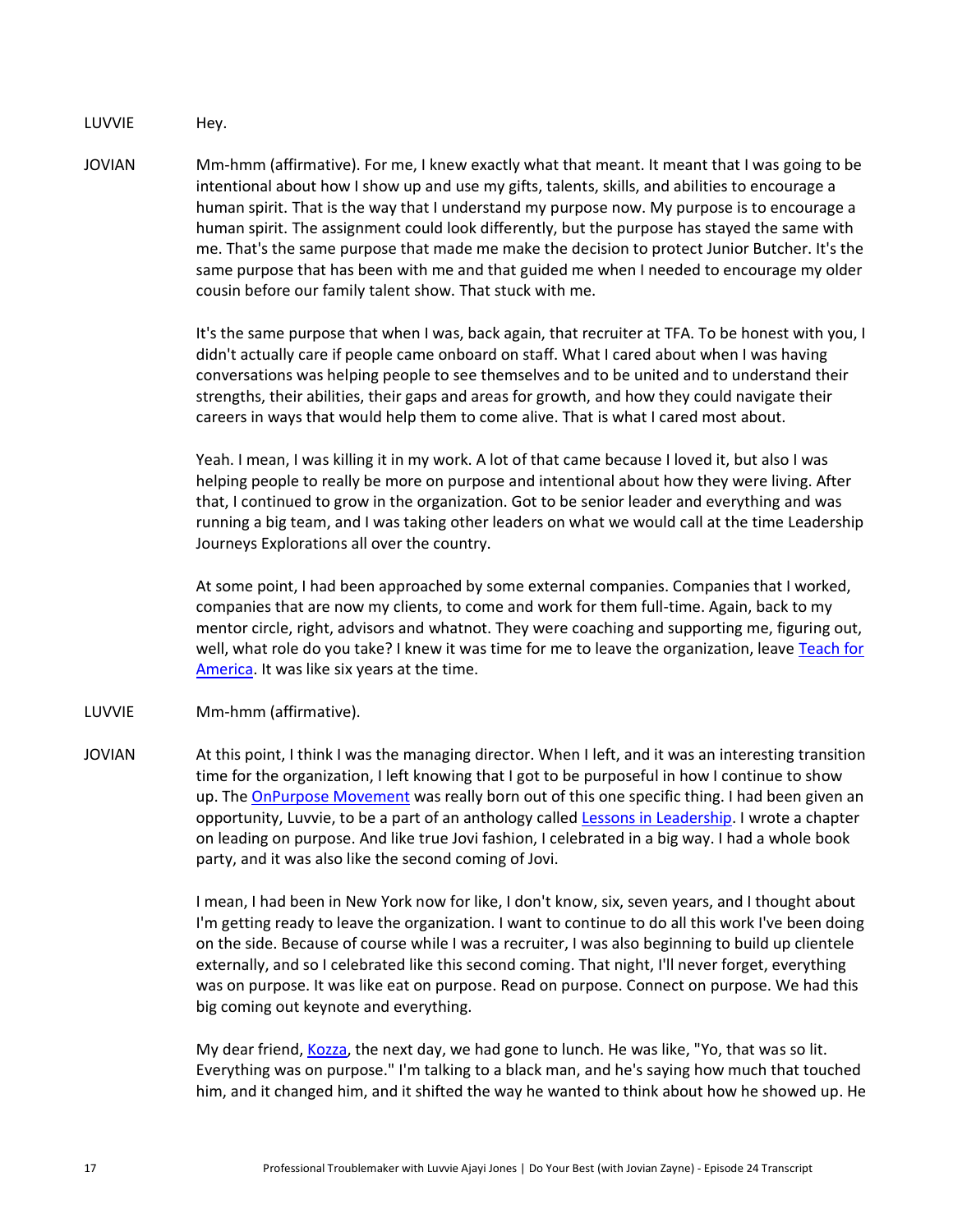LUVVIE Hey.

JOVIAN Mm-hmm (affirmative). For me, I knew exactly what that meant. It meant that I was going to be intentional about how I show up and use my gifts, talents, skills, and abilities to encourage a human spirit. That is the way that I understand my purpose now. My purpose is to encourage a human spirit. The assignment could look differently, but the purpose has stayed the same with me. That's the same purpose that made me make the decision to protect Junior Butcher. It's the same purpose that has been with me and that guided me when I needed to encourage my older cousin before our family talent show. That stuck with me.

It's the same purpose that when I was, back again, that recruiter at TFA. To be honest with you, I didn't actually care if people came onboard on staff. What I cared about when I was having conversations was helping people to see themselves and to be united and to understand their strengths, their abilities, their gaps and areas for growth, and how they could navigate their careers in ways that would help them to come alive. That is what I cared most about.

Yeah. I mean, I was killing it in my work. A lot of that came because I loved it, but also I was helping people to really be more on purpose and intentional about how they were living. After that, I continued to grow in the organization. Got to be senior leader and everything and was running a big team, and I was taking other leaders on what we would call at the time Leadership Journeys Explorations all over the country.

At some point, I had been approached by some external companies. Companies that I worked, companies that are now my clients, to come and work for them full-time. Again, back to my mentor circle, right, advisors and whatnot. They were coaching and supporting me, figuring out, well, what role do you take? I knew it was time for me to leave the organization, leave [Teach for America](). It was like six years at the time.

LUVVIE Mm-hmm (affirmative).

JOVIAN At this point, I think I was the managing director. When I left, and it was an interesting transition time for the organization, I left knowing that I got to be purposeful in how I continue to show up. The [OnPurpose Movement]() was really born out of this one specific thing. I had been given an opportunity, Luvvie, to be a part of an anthology called [Lessons in Leadership](). I wrote a chapter on leading on purpose. And like true Jovi fashion, I celebrated in a big way. I had a whole book party, and it was also like the second coming of Jovi.

I mean, I had been in New York now for like, I don't know, six, seven years, and I thought about I'm getting ready to leave the organization. I want to continue to do all this work I've been doing on the side. Because of course while I was a recruiter, I was also beginning to build up clientele externally, and so I celebrated like this second coming. That night, I'll never forget, everything was on purpose. It was like eat on purpose. Read on purpose. Connect on purpose. We had this big coming out keynote and everything.

My dear friend, [Kozza](), the next day, we had gone to lunch. He was like, "Yo, that was so lit. Everything was on purpose." I'm talking to a black man, and he's saying how much that touched him, and it changed him, and it shifted the way he wanted to think about how he showed up. He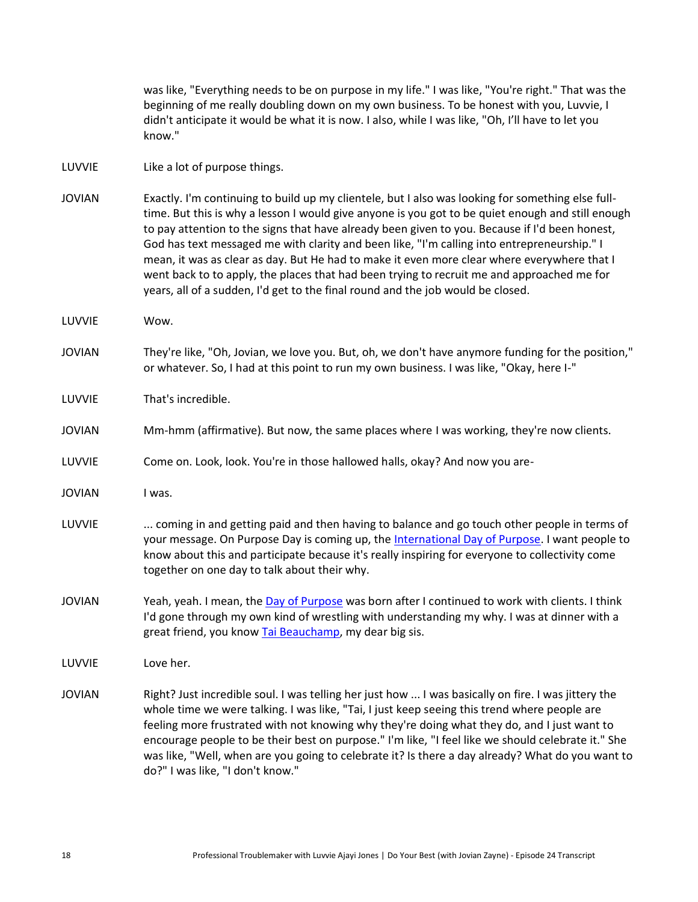was like, "Everything needs to be on purpose in my life." I was like, "You're right." That was the beginning of me really doubling down on my own business. To be honest with you, Luvvie, I didn't anticipate it would be what it is now. I also, while I was like, "Oh, I'll have to let you know."

LUVVIE Like a lot of purpose things.

JOVIAN Exactly. I'm continuing to build up my clientele, but I also was looking for something else full-time. But this is why a lesson I would give anyone is you got to be quiet enough and still enough to pay attention to the signs that have already been given to you. Because if I'd been honest, God has text messaged me with clarity and been like, "I'm calling into entrepreneurship." I mean, it was as clear as day. But He had to make it even more clear where everywhere that I went back to to apply, the places that had been trying to recruit me and approached me for years, all of a sudden, I'd get to the final round and the job would be closed.

LUVVIE Wow.

JOVIAN They're like, "Oh, Jovian, we love you. But, oh, we don't have anymore funding for the position," or whatever. So, I had at this point to run my own business. I was like, "Okay, here I-"

LUVVIE That's incredible.

JOVIAN Mm-hmm (affirmative). But now, the same places where I was working, they're now clients.

LUVVIE Come on. Look, look. You're in those hallowed halls, okay? And now you are-

JOVIAN I was.

LUVVIE ... coming in and getting paid and then having to balance and go touch other people in terms of your message. On Purpose Day is coming up, the International Day of Purpose. I want people to know about this and participate because it's really inspiring for everyone to collectivity come together on one day to talk about their why.

JOVIAN Yeah, yeah. I mean, the Day of Purpose was born after I continued to work with clients. I think I'd gone through my own kind of wrestling with understanding my why. I was at dinner with a great friend, you know Tai Beauchamp, my dear big sis.

LUVVIE Love her.

JOVIAN Right? Just incredible soul. I was telling her just how ... I was basically on fire. I was jittery the whole time we were talking. I was like, "Tai, I just keep seeing this trend where people are feeling more frustrated with not knowing why they're doing what they do, and I just want to encourage people to be their best on purpose." I'm like, "I feel like we should celebrate it." She was like, "Well, when are you going to celebrate it? Is there a day already? What do you want to do?" I was like, "I don't know."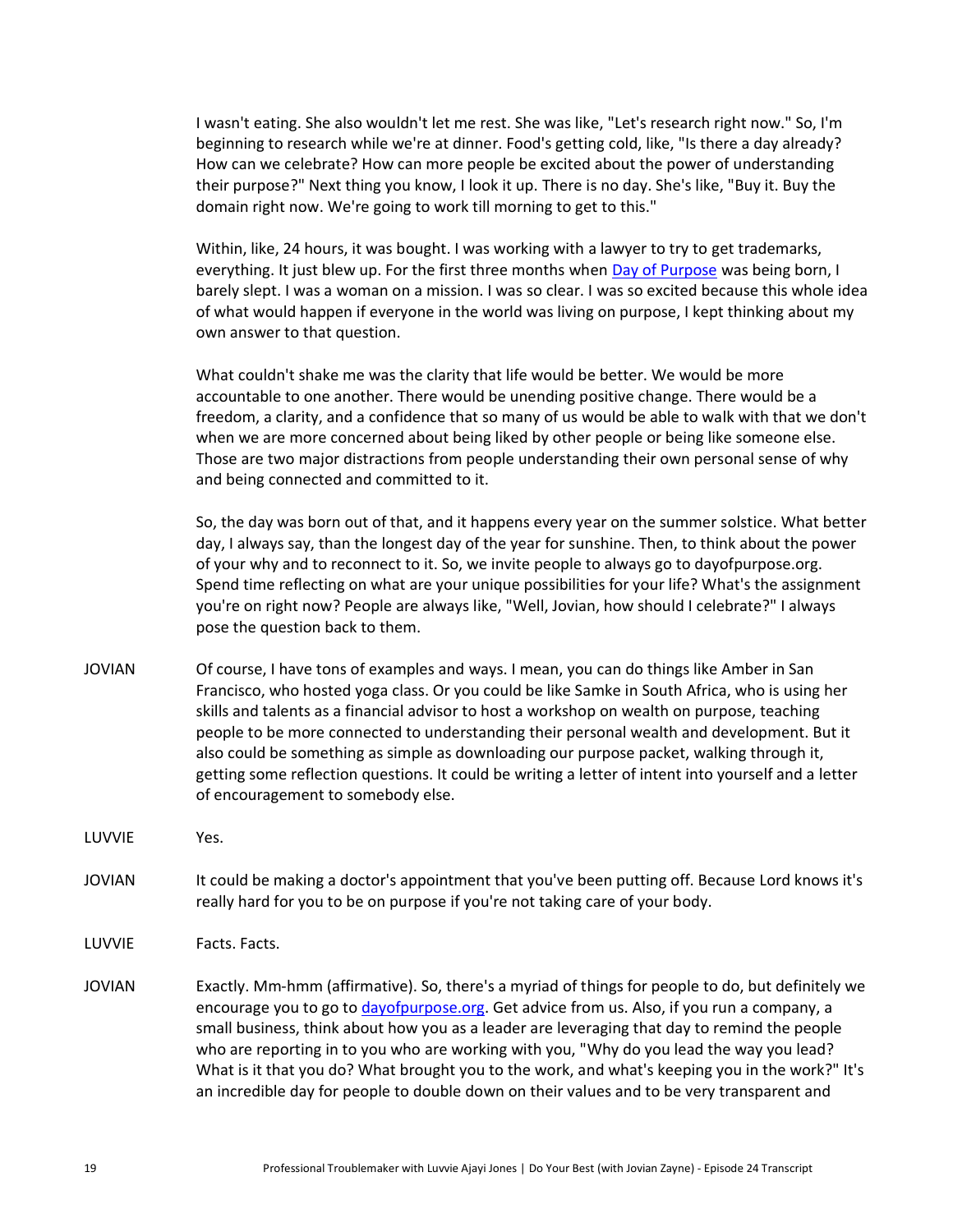I wasn't eating. She also wouldn't let me rest. She was like, "Let's research right now." So, I'm beginning to research while we're at dinner. Food's getting cold, like, "Is there a day already? How can we celebrate? How can more people be excited about the power of understanding their purpose?" Next thing you know, I look it up. There is no day. She's like, "Buy it. Buy the domain right now. We're going to work till morning to get to this."

Within, like, 24 hours, it was bought. I was working with a lawyer to try to get trademarks, everything. It just blew up. For the first three months when [Day of Purpose](https://dayofpurpose.org) was being born, I barely slept. I was a woman on a mission. I was so clear. I was so excited because this whole idea of what would happen if everyone in the world was living on purpose, I kept thinking about my own answer to that question.

What couldn't shake me was the clarity that life would be better. We would be more accountable to one another. There would be unending positive change. There would be a freedom, a clarity, and a confidence that so many of us would be able to walk with that we don't when we are more concerned about being liked by other people or being like someone else. Those are two major distractions from people understanding their own personal sense of why and being connected and committed to it.

So, the day was born out of that, and it happens every year on the summer solstice. What better day, I always say, than the longest day of the year for sunshine. Then, to think about the power of your why and to reconnect to it. So, we invite people to always go to dayofpurpose.org. Spend time reflecting on what are your unique possibilities for your life? What's the assignment you're on right now? People are always like, "Well, Jovian, how should I celebrate?" I always pose the question back to them.

**JOVIAN** Of course, I have tons of examples and ways. I mean, you can do things like Amber in San Francisco, who hosted yoga class. Or you could be like Samke in South Africa, who is using her skills and talents as a financial advisor to host a workshop on wealth on purpose, teaching people to be more connected to understanding their personal wealth and development. But it also could be something as simple as downloading our purpose packet, walking through it, getting some reflection questions. It could be writing a letter of intent into yourself and a letter of encouragement to somebody else.

**LUVVIE** Yes.

**JOVIAN** It could be making a doctor's appointment that you've been putting off. Because Lord knows it's really hard for you to be on purpose if you're not taking care of your body.

**LUVVIE** Facts. Facts.

**JOVIAN** Exactly. Mm-hmm (affirmative). So, there's a myriad of things for people to do, but definitely we encourage you to go to [dayofpurpose.org](https://dayofpurpose.org). Get advice from us. Also, if you run a company, a small business, think about how you as a leader are leveraging that day to remind the people who are reporting in to you who are working with you, "Why do you lead the way you lead? What is it that you do? What brought you to the work, and what's keeping you in the work?" It's an incredible day for people to double down on their values and to be very transparent and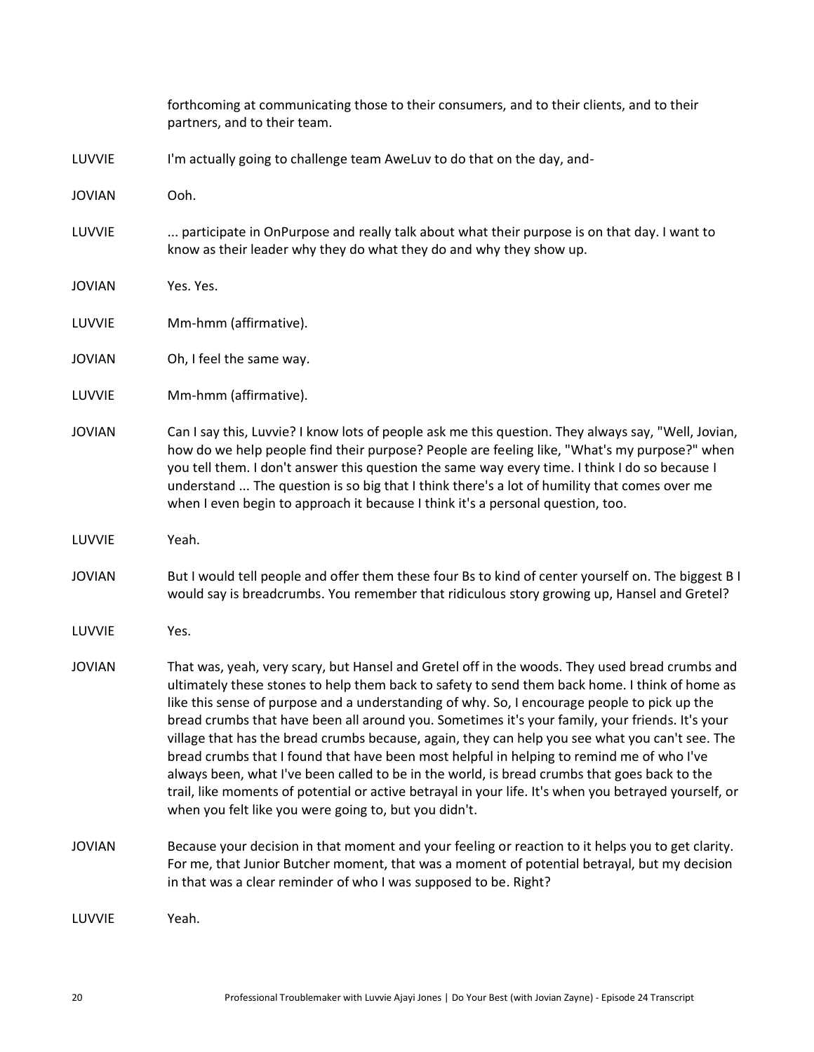forthcoming at communicating those to their consumers, and to their clients, and to their partners, and to their team.

LUVVIE I'm actually going to challenge team AweLuv to do that on the day, and-

JOVIAN Ooh.

LUVVIE ... participate in OnPurpose and really talk about what their purpose is on that day. I want to know as their leader why they do what they do and why they show up.

JOVIAN Yes. Yes.

LUVVIE Mm-hmm (affirmative).

JOVIAN Oh, I feel the same way.

LUVVIE Mm-hmm (affirmative).

JOVIAN Can I say this, Luvvie? I know lots of people ask me this question. They always say, "Well, Jovian, how do we help people find their purpose? People are feeling like, "What's my purpose?" when you tell them. I don't answer this question the same way every time. I think I do so because I understand ... The question is so big that I think there's a lot of humility that comes over me when I even begin to approach it because I think it's a personal question, too.

LUVVIE Yeah.

JOVIAN But I would tell people and offer them these four Bs to kind of center yourself on. The biggest B I would say is breadcrumbs. You remember that ridiculous story growing up, Hansel and Gretel?

LUVVIE Yes.

JOVIAN That was, yeah, very scary, but Hansel and Gretel off in the woods. They used bread crumbs and ultimately these stones to help them back to safety to send them back home. I think of home as like this sense of purpose and a understanding of why. So, I encourage people to pick up the bread crumbs that have been all around you. Sometimes it's your family, your friends. It's your village that has the bread crumbs because, again, they can help you see what you can't see. The bread crumbs that I found that have been most helpful in helping to remind me of who I've always been, what I've been called to be in the world, is bread crumbs that goes back to the trail, like moments of potential or active betrayal in your life. It's when you betrayed yourself, or when you felt like you were going to, but you didn't.

JOVIAN Because your decision in that moment and your feeling or reaction to it helps you to get clarity. For me, that Junior Butcher moment, that was a moment of potential betrayal, but my decision in that was a clear reminder of who I was supposed to be. Right?

LUVVIE Yeah.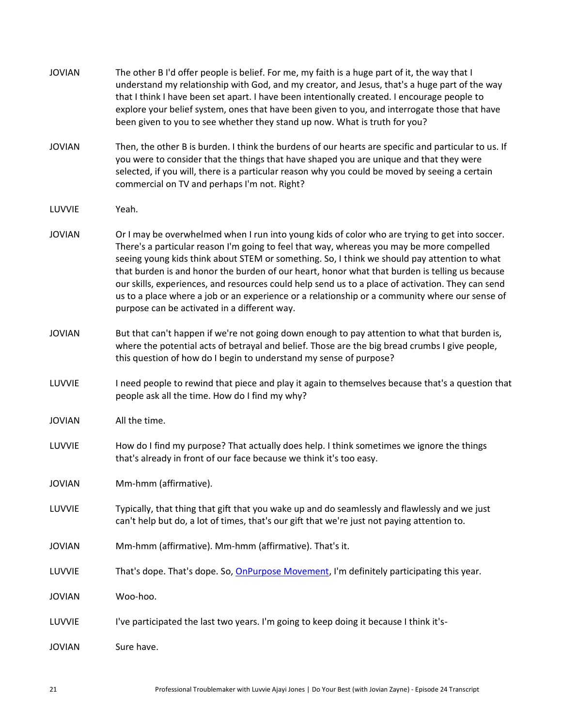JOVIAN The other B I'd offer people is belief. For me, my faith is a huge part of it, the way that I understand my relationship with God, and my creator, and Jesus, that's a huge part of the way that I think I have been set apart. I have been intentionally created. I encourage people to explore your belief system, ones that have been given to you, and interrogate those that have been given to you to see whether they stand up now. What is truth for you?

JOVIAN Then, the other B is burden. I think the burdens of our hearts are specific and particular to us. If you were to consider that the things that have shaped you are unique and that they were selected, if you will, there is a particular reason why you could be moved by seeing a certain commercial on TV and perhaps I'm not. Right?

LUVVIE Yeah.

JOVIAN Or I may be overwhelmed when I run into young kids of color who are trying to get into soccer. There's a particular reason I'm going to feel that way, whereas you may be more compelled seeing young kids think about STEM or something. So, I think we should pay attention to what that burden is and honor the burden of our heart, honor what that burden is telling us because our skills, experiences, and resources could help send us to a place of activation. They can send us to a place where a job or an experience or a relationship or a community where our sense of purpose can be activated in a different way.

JOVIAN But that can't happen if we're not going down enough to pay attention to what that burden is, where the potential acts of betrayal and belief. Those are the big bread crumbs I give people, this question of how do I begin to understand my sense of purpose?

LUVVIE I need people to rewind that piece and play it again to themselves because that's a question that people ask all the time. How do I find my why?

JOVIAN All the time.

LUVVIE How do I find my purpose? That actually does help. I think sometimes we ignore the things that's already in front of our face because we think it's too easy.

JOVIAN Mm-hmm (affirmative).

LUVVIE Typically, that thing that gift that you wake up and do seamlessly and flawlessly and we just can't help but do, a lot of times, that's our gift that we're just not paying attention to.

JOVIAN Mm-hmm (affirmative). Mm-hmm (affirmative). That's it.

LUVVIE That's dope. That's dope. So, [OnPurpose Movement](), I'm definitely participating this year.

JOVIAN Woo-hoo.

LUVVIE I've participated the last two years. I'm going to keep doing it because I think it's-

JOVIAN Sure have.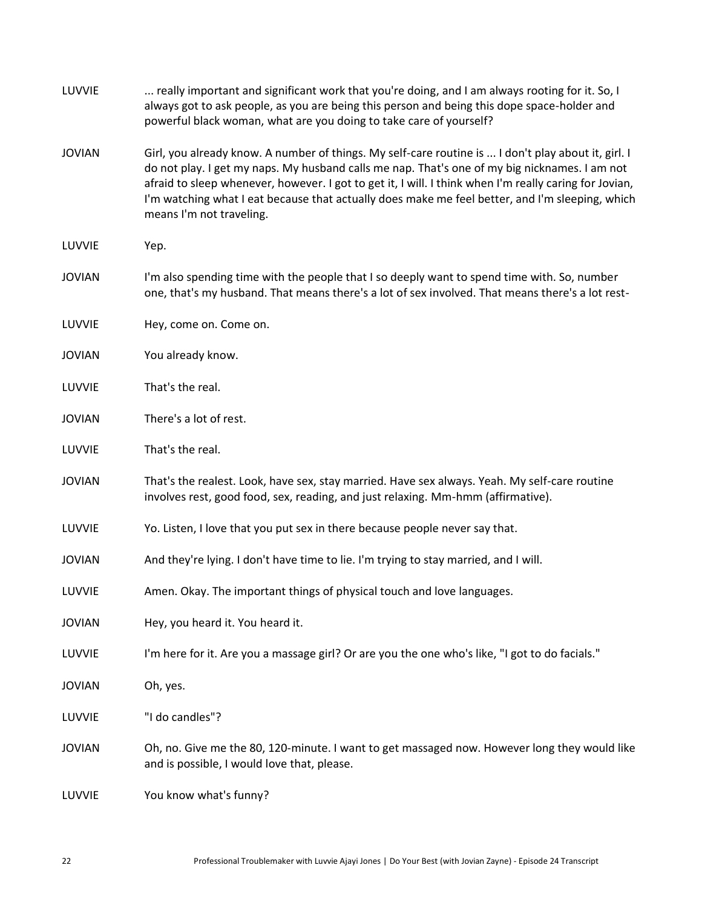LUVVIE ... really important and significant work that you're doing, and I am always rooting for it. So, I always got to ask people, as you are being this person and being this dope space-holder and powerful black woman, what are you doing to take care of yourself?

JOVIAN Girl, you already know. A number of things. My self-care routine is ... I don't play about it, girl. I do not play. I get my naps. My husband calls me nap. That's one of my big nicknames. I am not afraid to sleep whenever, however. I got to get it, I will. I think when I'm really caring for Jovian, I'm watching what I eat because that actually does make me feel better, and I'm sleeping, which means I'm not traveling.

LUVVIE Yep.

JOVIAN I'm also spending time with the people that I so deeply want to spend time with. So, number one, that's my husband. That means there's a lot of sex involved. That means there's a lot rest-

LUVVIE Hey, come on. Come on.

JOVIAN You already know.

LUVVIE That's the real.

JOVIAN There's a lot of rest.

LUVVIE That's the real.

JOVIAN That's the realest. Look, have sex, stay married. Have sex always. Yeah. My self-care routine involves rest, good food, sex, reading, and just relaxing. Mm-hmm (affirmative).

LUVVIE Yo. Listen, I love that you put sex in there because people never say that.

JOVIAN And they're lying. I don't have time to lie. I'm trying to stay married, and I will.

LUVVIE Amen. Okay. The important things of physical touch and love languages.

JOVIAN Hey, you heard it. You heard it.

LUVVIE I'm here for it. Are you a massage girl? Or are you the one who's like, "I got to do facials."

JOVIAN Oh, yes.

LUVVIE "I do candles"?

JOVIAN Oh, no. Give me the 80, 120-minute. I want to get massaged now. However long they would like and is possible, I would love that, please.

LUVVIE You know what's funny?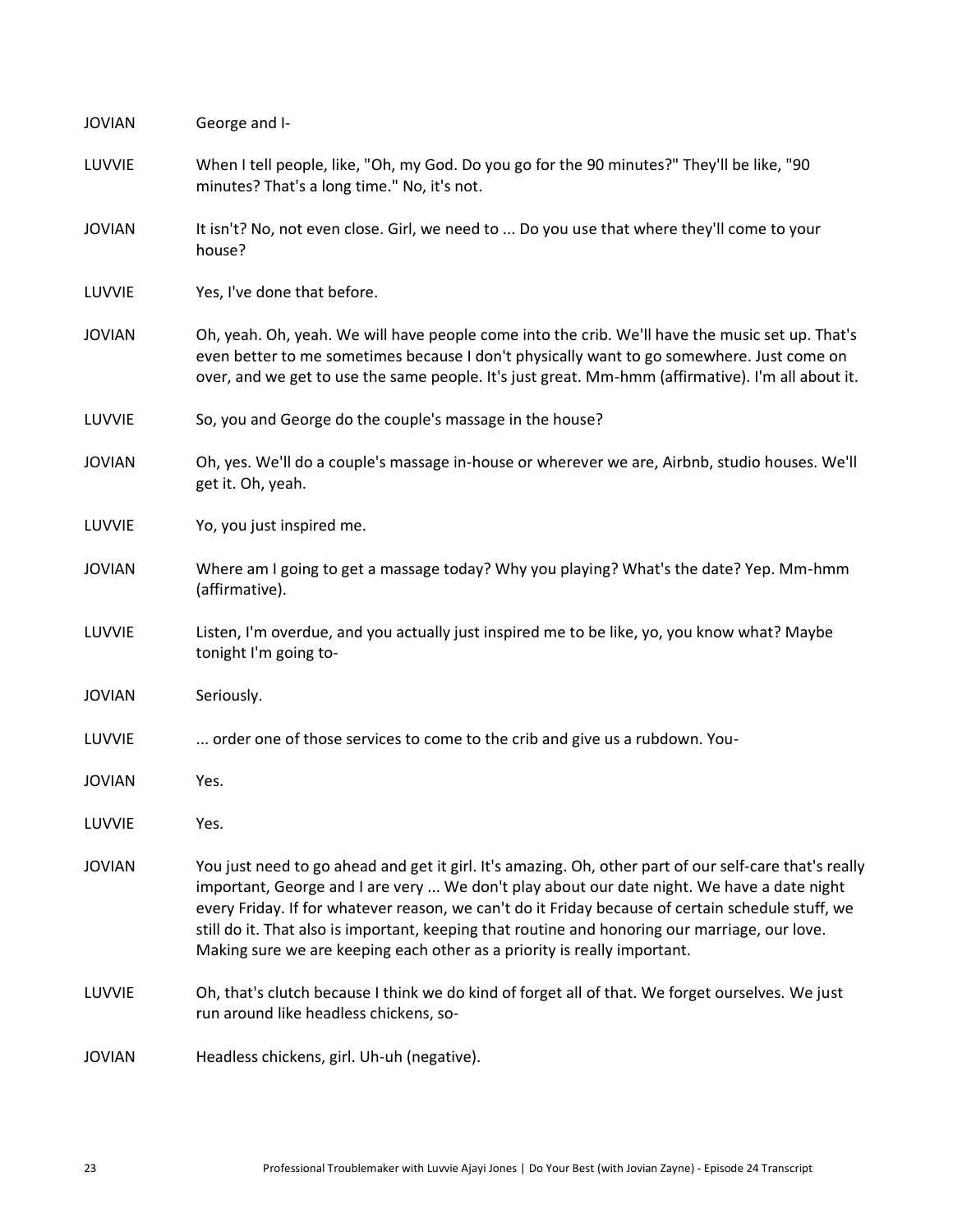JOVIAN George and I-

LUVVIE When I tell people, like, "Oh, my God. Do you go for the 90 minutes?" They'll be like, "90 minutes? That's a long time." No, it's not.

JOVIAN It isn't? No, not even close. Girl, we need to ... Do you use that where they'll come to your house?

LUVVIE Yes, I've done that before.

JOVIAN Oh, yeah. Oh, yeah. We will have people come into the crib. We'll have the music set up. That's even better to me sometimes because I don't physically want to go somewhere. Just come on over, and we get to use the same people. It's just great. Mm-hmm (affirmative). I'm all about it.

LUVVIE So, you and George do the couple's massage in the house?

JOVIAN Oh, yes. We'll do a couple's massage in-house or wherever we are, Airbnb, studio houses. We'll get it. Oh, yeah.

LUVVIE Yo, you just inspired me.

JOVIAN Where am I going to get a massage today? Why you playing? What's the date? Yep. Mm-hmm (affirmative).

LUVVIE Listen, I'm overdue, and you actually just inspired me to be like, yo, you know what? Maybe tonight I'm going to-

JOVIAN Seriously.

LUVVIE ... order one of those services to come to the crib and give us a rubdown. You-

JOVIAN Yes.

LUVVIE Yes.

JOVIAN You just need to go ahead and get it girl. It's amazing. Oh, other part of our self-care that's really important, George and I are very ... We don't play about our date night. We have a date night every Friday. If for whatever reason, we can't do it Friday because of certain schedule stuff, we still do it. That also is important, keeping that routine and honoring our marriage, our love. Making sure we are keeping each other as a priority is really important.

LUVVIE Oh, that's clutch because I think we do kind of forget all of that. We forget ourselves. We just run around like headless chickens, so-

JOVIAN Headless chickens, girl. Uh-uh (negative).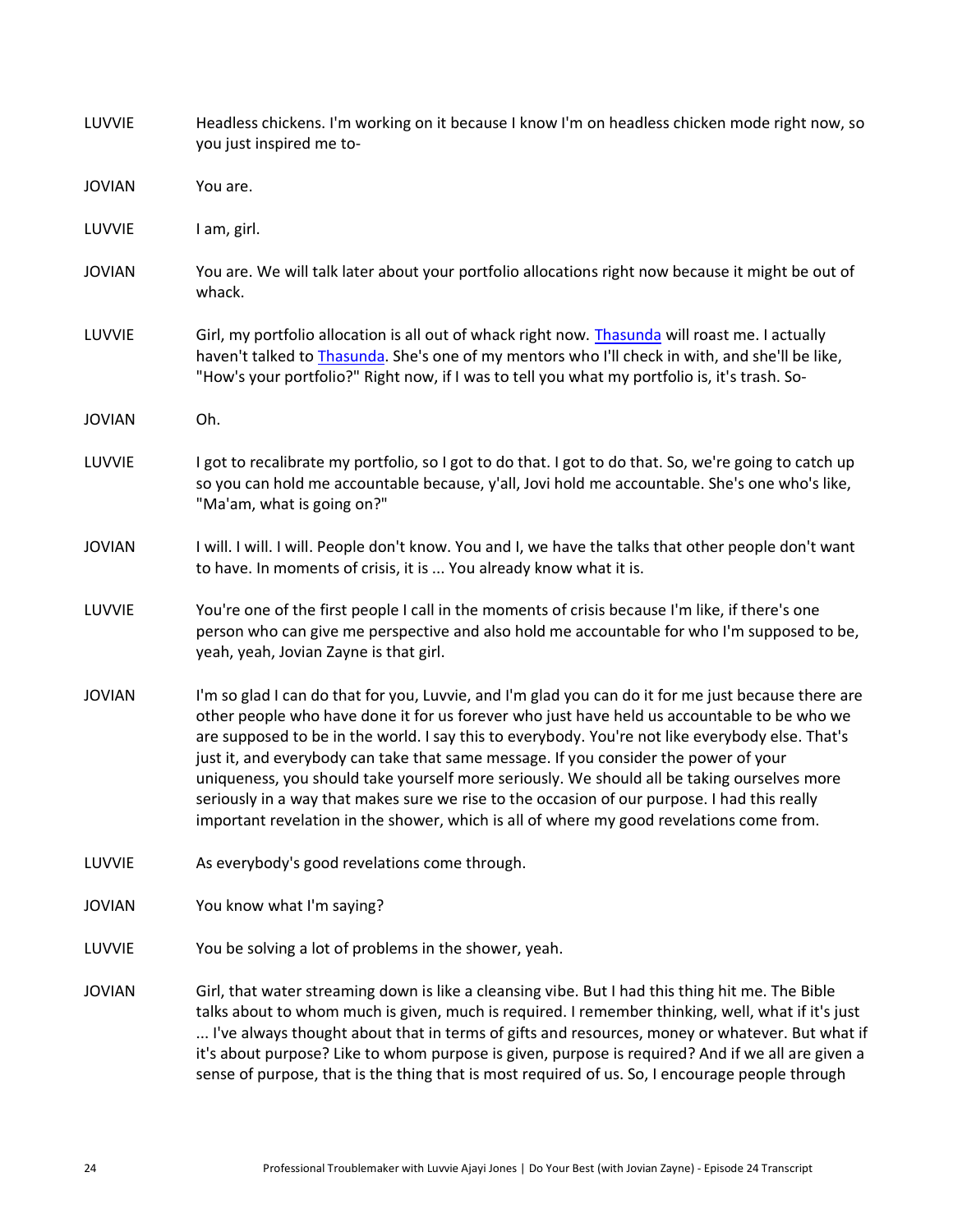LUVVIE Headless chickens. I'm working on it because I know I'm on headless chicken mode right now, so you just inspired me to-

JOVIAN You are.

LUVVIE I am, girl.

JOVIAN You are. We will talk later about your portfolio allocations right now because it might be out of whack.

LUVVIE Girl, my portfolio allocation is all out of whack right now. [Thasunda] will roast me. I actually haven't talked to [Thasunda]. She's one of my mentors who I'll check in with, and she'll be like, "How's your portfolio?" Right now, if I was to tell you what my portfolio is, it's trash. So-

JOVIAN Oh.

LUVVIE I got to recalibrate my portfolio, so I got to do that. I got to do that. So, we're going to catch up so you can hold me accountable because, y'all, Jovi hold me accountable. She's one who's like, "Ma'am, what is going on?"

JOVIAN I will. I will. I will. People don't know. You and I, we have the talks that other people don't want to have. In moments of crisis, it is ... You already know what it is.

LUVVIE You're one of the first people I call in the moments of crisis because I'm like, if there's one person who can give me perspective and also hold me accountable for who I'm supposed to be, yeah, yeah, Jovian Zayne is that girl.

JOVIAN I'm so glad I can do that for you, Luvvie, and I'm glad you can do it for me just because there are other people who have done it for us forever who just have held us accountable to be who we are supposed to be in the world. I say this to everybody. You're not like everybody else. That's just it, and everybody can take that same message. If you consider the power of your uniqueness, you should take yourself more seriously. We should all be taking ourselves more seriously in a way that makes sure we rise to the occasion of our purpose. I had this really important revelation in the shower, which is all of where my good revelations come from.

LUVVIE As everybody's good revelations come through.

JOVIAN You know what I'm saying?

LUVVIE You be solving a lot of problems in the shower, yeah.

JOVIAN Girl, that water streaming down is like a cleansing vibe. But I had this thing hit me. The Bible talks about to whom much is given, much is required. I remember thinking, well, what if it's just ... I've always thought about that in terms of gifts and resources, money or whatever. But what if it's about purpose? Like to whom purpose is given, purpose is required? And if we all are given a sense of purpose, that is the thing that is most required of us. So, I encourage people through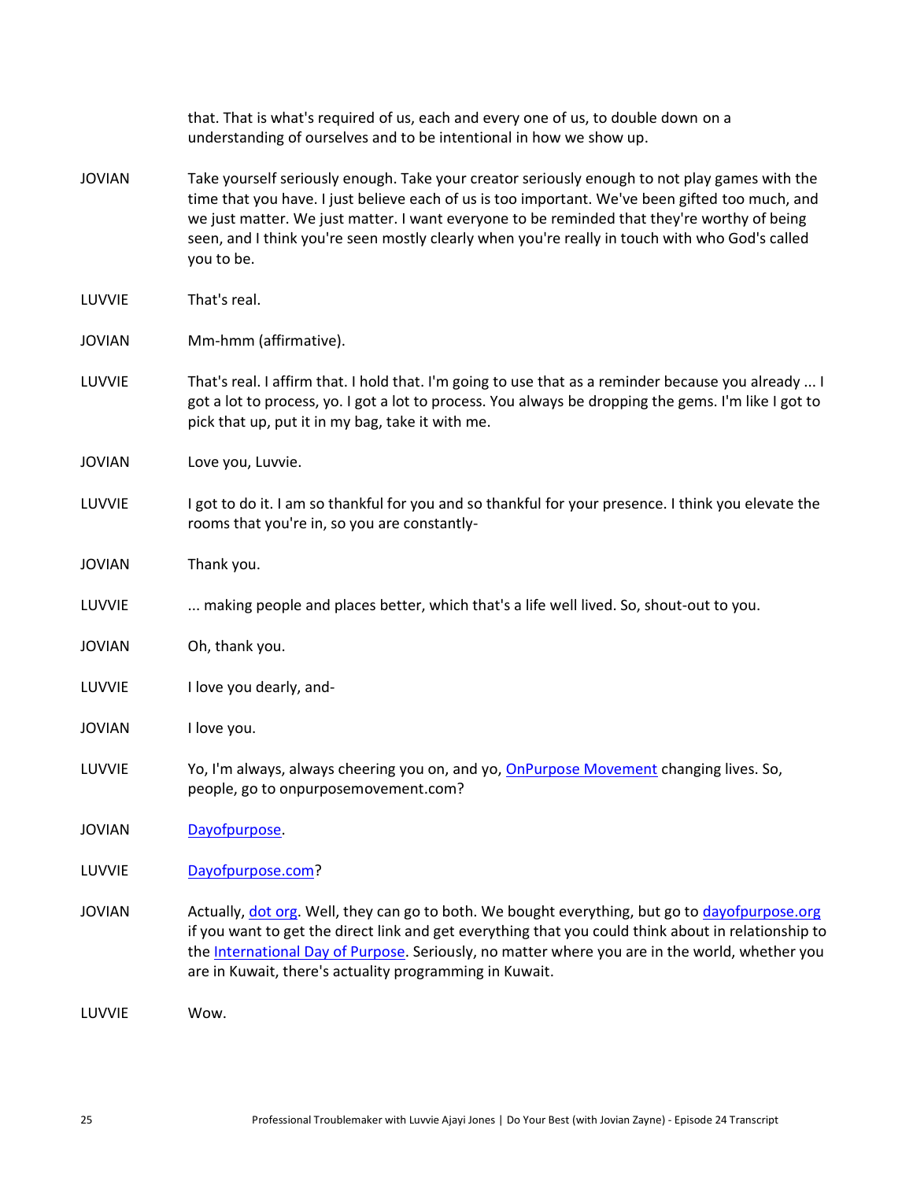that. That is what's required of us, each and every one of us, to double down on a understanding of ourselves and to be intentional in how we show up.

JOVIAN Take yourself seriously enough. Take your creator seriously enough to not play games with the time that you have. I just believe each of us is too important. We've been gifted too much, and we just matter. We just matter. I want everyone to be reminded that they're worthy of being seen, and I think you're seen mostly clearly when you're really in touch with who God's called you to be.

LUVVIE That's real.

JOVIAN Mm-hmm (affirmative).

LUVVIE That's real. I affirm that. I hold that. I'm going to use that as a reminder because you already ... I got a lot to process, yo. I got a lot to process. You always be dropping the gems. I'm like I got to pick that up, put it in my bag, take it with me.

JOVIAN Love you, Luvvie.

LUVVIE I got to do it. I am so thankful for you and so thankful for your presence. I think you elevate the rooms that you're in, so you are constantly-

JOVIAN Thank you.

LUVVIE ... making people and places better, which that's a life well lived. So, shout-out to you.

JOVIAN Oh, thank you.

LUVVIE I love you dearly, and-

JOVIAN I love you.

LUVVIE Yo, I'm always, always cheering you on, and yo, OnPurpose Movement changing lives. So, people, go to onpurposemovement.com?

JOVIAN Dayofpurpose.

LUVVIE Dayofpurpose.com?

JOVIAN Actually, dot org. Well, they can go to both. We bought everything, but go to dayofpurpose.org if you want to get the direct link and get everything that you could think about in relationship to the International Day of Purpose. Seriously, no matter where you are in the world, whether you are in Kuwait, there's actuality programming in Kuwait.

LUVVIE Wow.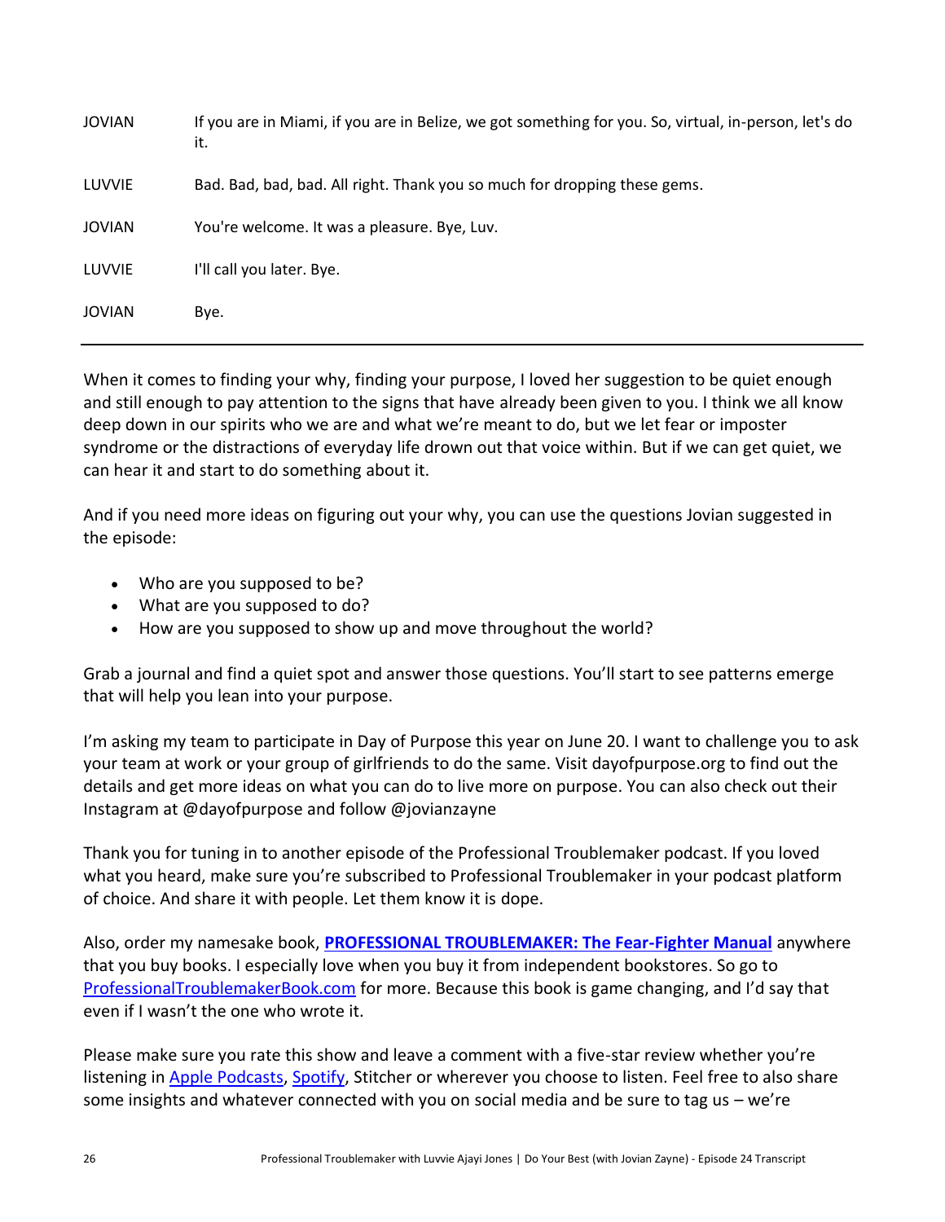| | |
|---|---|
| JOVIAN | If you are in Miami, if you are in Belize, we got something for you. So, virtual, in-person, let's do it. |
| LUVVIE | Bad. Bad, bad, bad. All right. Thank you so much for dropping these gems. |
| JOVIAN | You're welcome. It was a pleasure. Bye, Luv. |
| LUVVIE | I'll call you later. Bye. |
| JOVIAN | Bye. |

---

When it comes to finding your why, finding your purpose, I loved her suggestion to be quiet enough and still enough to pay attention to the signs that have already been given to you. I think we all know deep down in our spirits who we are and what we're meant to do, but we let fear or imposter syndrome or the distractions of everyday life drown out that voice within. But if we can get quiet, we can hear it and start to do something about it.

And if you need more ideas on figuring out your why, you can use the questions Jovian suggested in the episode:

- Who are you supposed to be?
- What are you supposed to do?
- How are you supposed to show up and move throughout the world?

Grab a journal and find a quiet spot and answer those questions. You'll start to see patterns emerge that will help you lean into your purpose.

I'm asking my team to participate in Day of Purpose this year on June 20. I want to challenge you to ask your team at work or your group of girlfriends to do the same. Visit dayofpurpose.org to find out the details and get more ideas on what you can do to live more on purpose. You can also check out their Instagram at @dayofpurpose and follow @jovianzayne

Thank you for tuning in to another episode of the Professional Troublemaker podcast. If you loved what you heard, make sure you're subscribed to Professional Troublemaker in your podcast platform of choice. And share it with people. Let them know it is dope.

Also, order my namesake book, **PROFESSIONAL TROUBLEMAKER: The Fear-Fighter Manual** anywhere that you buy books. I especially love when you buy it from independent bookstores. So go to ProfessionalTroublemakerBook.com for more. Because this book is game changing, and I'd say that even if I wasn't the one who wrote it.

Please make sure you rate this show and leave a comment with a five-star review whether you're listening in Apple Podcasts, Spotify, Stitcher or wherever you choose to listen. Feel free to also share some insights and whatever connected with you on social media and be sure to tag us – we're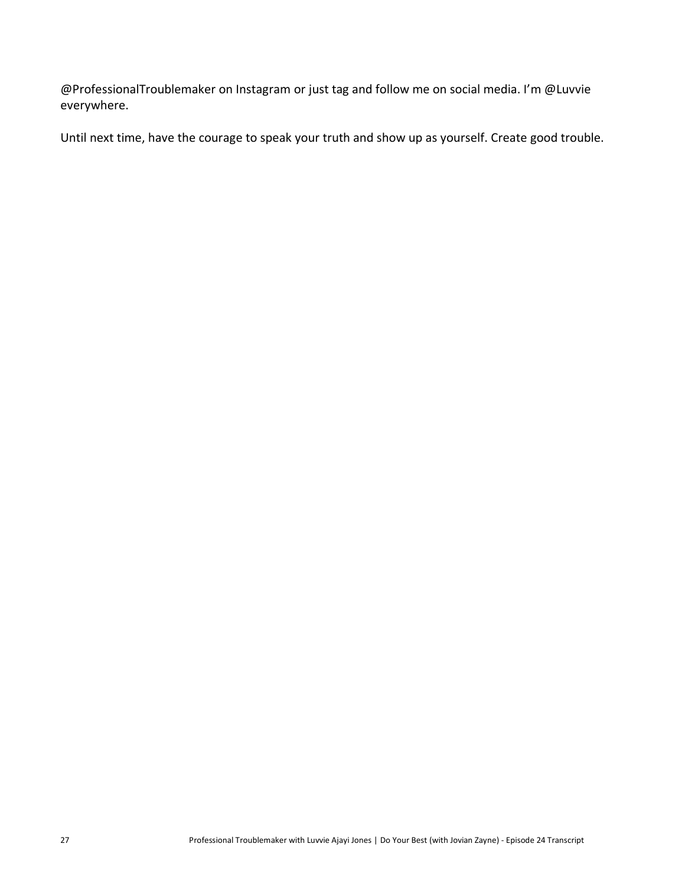@ProfessionalTroublemaker on Instagram or just tag and follow me on social media. I'm @Luvvie everywhere.

Until next time, have the courage to speak your truth and show up as yourself. Create good trouble.